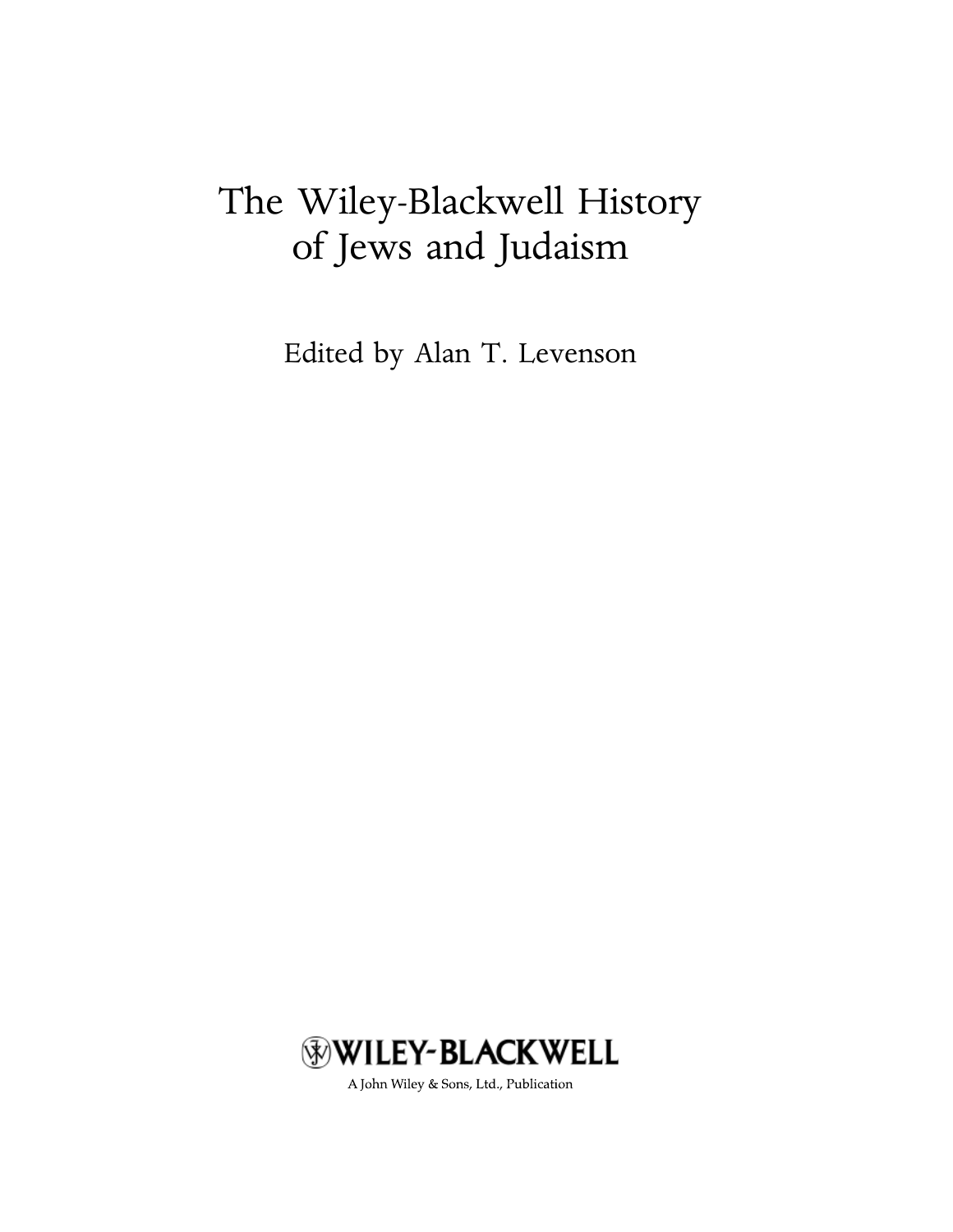# The Wiley-Blackwell History of Jews and Judaism

Edited by Alan T. Levenson

WILEY-BLACKWELL

A John Wiley & Sons, Ltd., Publication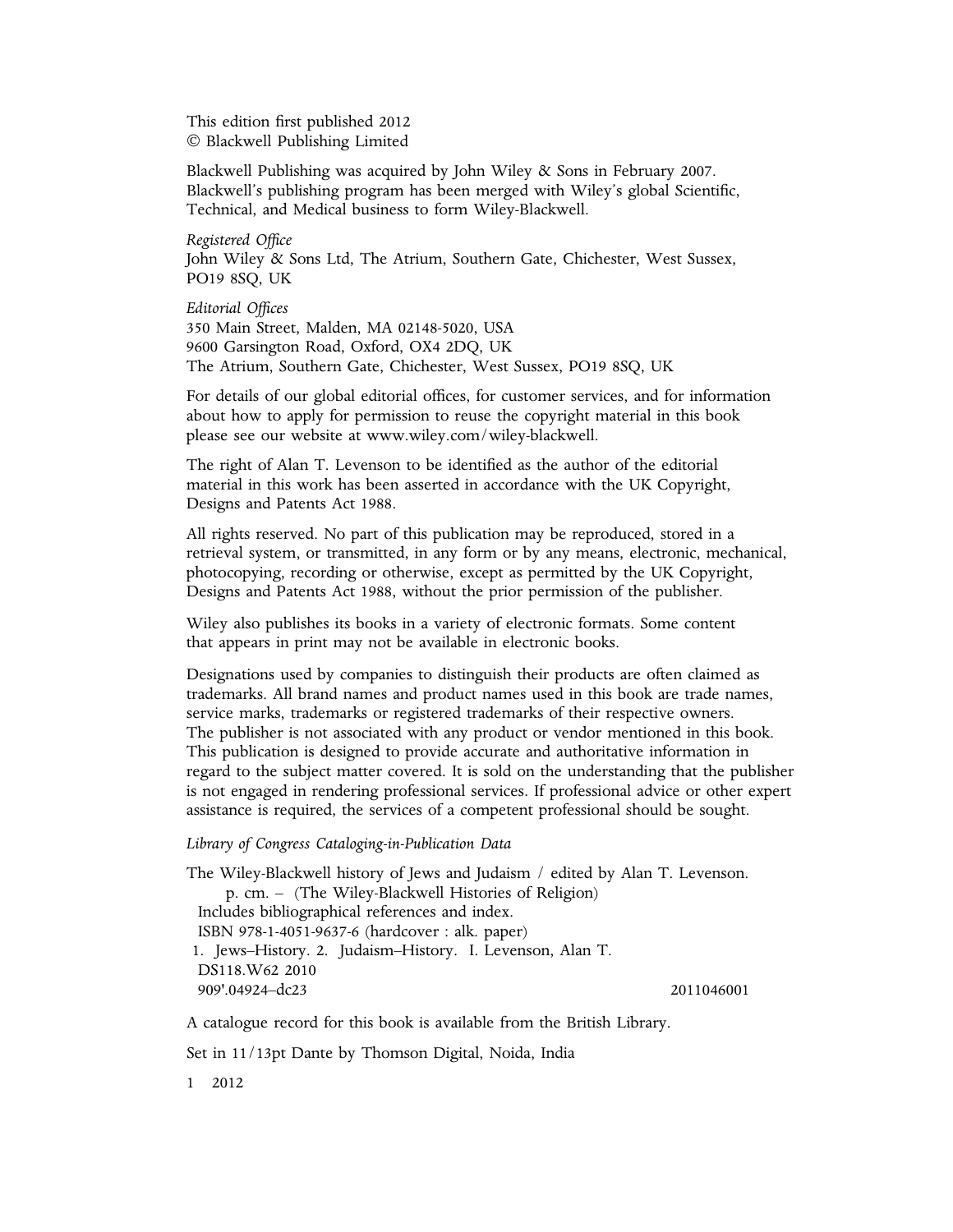This edition first published 2012
© Blackwell Publishing Limited

Blackwell Publishing was acquired by John Wiley & Sons in February 2007. Blackwell's publishing program has been merged with Wiley's global Scientific, Technical, and Medical business to form Wiley-Blackwell.

*Registered Office*
John Wiley & Sons Ltd, The Atrium, Southern Gate, Chichester, West Sussex, PO19 8SQ, UK

*Editorial Offices*
350 Main Street, Malden, MA 02148-5020, USA
9600 Garsington Road, Oxford, OX4 2DQ, UK
The Atrium, Southern Gate, Chichester, West Sussex, PO19 8SQ, UK

For details of our global editorial offices, for customer services, and for information about how to apply for permission to reuse the copyright material in this book please see our website at www.wiley.com/wiley-blackwell.

The right of Alan T. Levenson to be identified as the author of the editorial material in this work has been asserted in accordance with the UK Copyright, Designs and Patents Act 1988.

All rights reserved. No part of this publication may be reproduced, stored in a retrieval system, or transmitted, in any form or by any means, electronic, mechanical, photocopying, recording or otherwise, except as permitted by the UK Copyright, Designs and Patents Act 1988, without the prior permission of the publisher.

Wiley also publishes its books in a variety of electronic formats. Some content that appears in print may not be available in electronic books.

Designations used by companies to distinguish their products are often claimed as trademarks. All brand names and product names used in this book are trade names, service marks, trademarks or registered trademarks of their respective owners. The publisher is not associated with any product or vendor mentioned in this book. This publication is designed to provide accurate and authoritative information in regard to the subject matter covered. It is sold on the understanding that the publisher is not engaged in rendering professional services. If professional advice or other expert assistance is required, the services of a competent professional should be sought.

*Library of Congress Cataloging-in-Publication Data*

The Wiley-Blackwell history of Jews and Judaism / edited by Alan T. Levenson.
p. cm. – (The Wiley-Blackwell Histories of Religion)
Includes bibliographical references and index.
ISBN 978-1-4051-9637-6 (hardcover : alk. paper)
1. Jews–History. 2. Judaism–History. I. Levenson, Alan T.
DS118.W62 2010
909'.04924–dc23 2011046001

A catalogue record for this book is available from the British Library.

Set in 11/13pt Dante by Thomson Digital, Noida, India

1 2012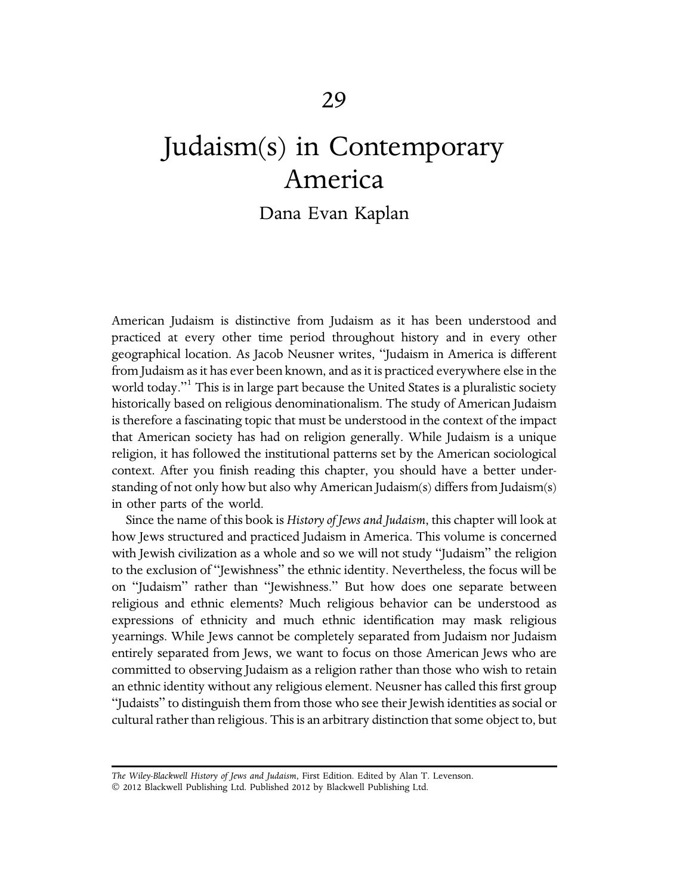# 29

# Judaism(s) in Contemporary America

## Dana Evan Kaplan

American Judaism is distinctive from Judaism as it has been understood and practiced at every other time period throughout history and in every other geographical location. As Jacob Neusner writes, "Judaism in America is different from Judaism as it has ever been known, and as it is practiced everywhere else in the world today."[1] This is in large part because the United States is a pluralistic society historically based on religious denominationalism. The study of American Judaism is therefore a fascinating topic that must be understood in the context of the impact that American society has had on religion generally. While Judaism is a unique religion, it has followed the institutional patterns set by the American sociological context. After you finish reading this chapter, you should have a better understanding of not only how but also why American Judaism(s) differs from Judaism(s) in other parts of the world.

Since the name of this book is *History of Jews and Judaism*, this chapter will look at how Jews structured and practiced Judaism in America. This volume is concerned with Jewish civilization as a whole and so we will not study "Judaism" the religion to the exclusion of "Jewishness" the ethnic identity. Nevertheless, the focus will be on "Judaism" rather than "Jewishness." But how does one separate between religious and ethnic elements? Much religious behavior can be understood as expressions of ethnicity and much ethnic identification may mask religious yearnings. While Jews cannot be completely separated from Judaism nor Judaism entirely separated from Jews, we want to focus on those American Jews who are committed to observing Judaism as a religion rather than those who wish to retain an ethnic identity without any religious element. Neusner has called this first group "Judaists" to distinguish them from those who see their Jewish identities as social or cultural rather than religious. This is an arbitrary distinction that some object to, but

*The Wiley-Blackwell History of Jews and Judaism*, First Edition. Edited by Alan T. Levenson.
© 2012 Blackwell Publishing Ltd. Published 2012 by Blackwell Publishing Ltd.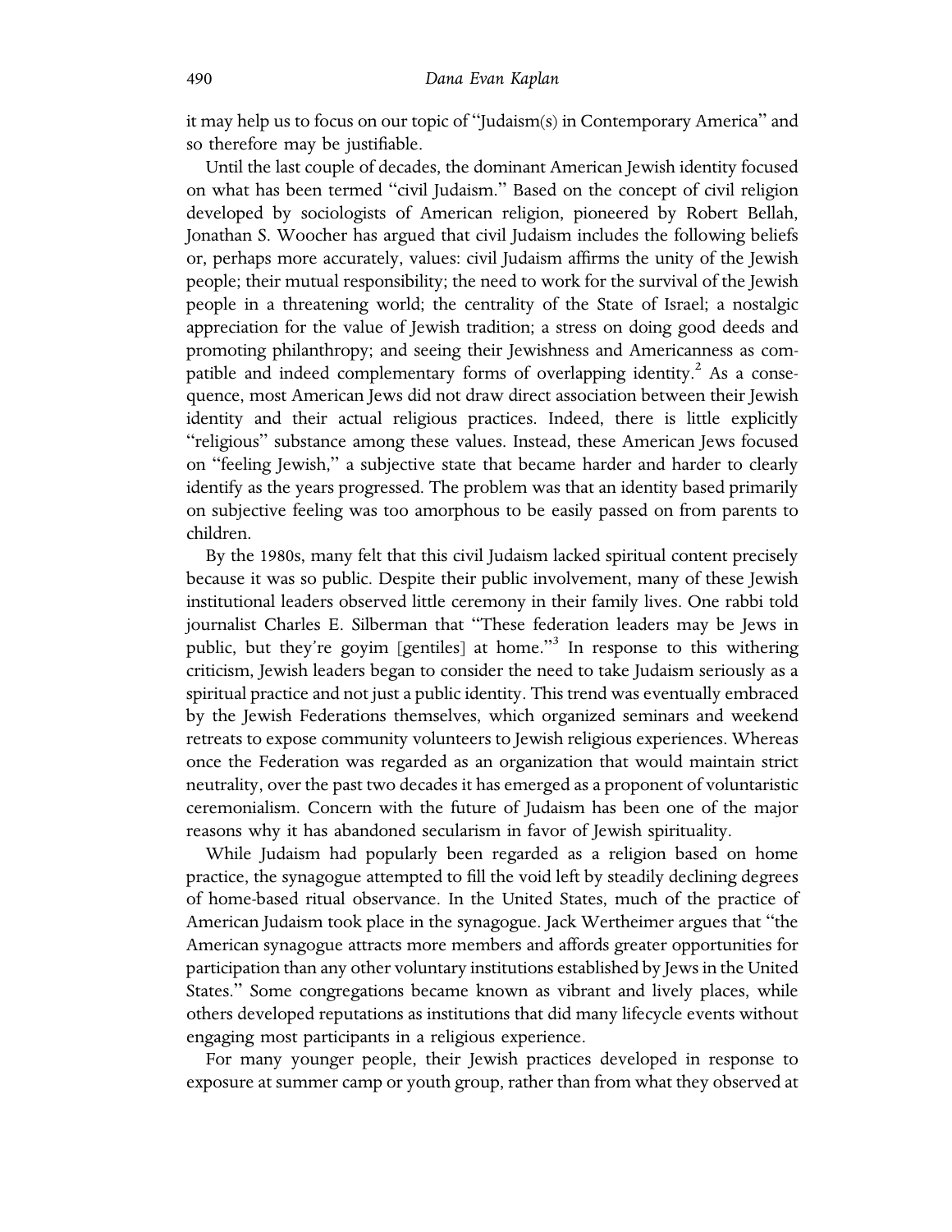it may help us to focus on our topic of "Judaism(s) in Contemporary America" and so therefore may be justifiable.

Until the last couple of decades, the dominant American Jewish identity focused on what has been termed "civil Judaism." Based on the concept of civil religion developed by sociologists of American religion, pioneered by Robert Bellah, Jonathan S. Woocher has argued that civil Judaism includes the following beliefs or, perhaps more accurately, values: civil Judaism affirms the unity of the Jewish people; their mutual responsibility; the need to work for the survival of the Jewish people in a threatening world; the centrality of the State of Israel; a nostalgic appreciation for the value of Jewish tradition; a stress on doing good deeds and promoting philanthropy; and seeing their Jewishness and Americanness as compatible and indeed complementary forms of overlapping identity.[2] As a consequence, most American Jews did not draw direct association between their Jewish identity and their actual religious practices. Indeed, there is little explicitly "religious" substance among these values. Instead, these American Jews focused on "feeling Jewish," a subjective state that became harder and harder to clearly identify as the years progressed. The problem was that an identity based primarily on subjective feeling was too amorphous to be easily passed on from parents to children.

By the 1980s, many felt that this civil Judaism lacked spiritual content precisely because it was so public. Despite their public involvement, many of these Jewish institutional leaders observed little ceremony in their family lives. One rabbi told journalist Charles E. Silberman that "These federation leaders may be Jews in public, but they're goyim [gentiles] at home."[3] In response to this withering criticism, Jewish leaders began to consider the need to take Judaism seriously as a spiritual practice and not just a public identity. This trend was eventually embraced by the Jewish Federations themselves, which organized seminars and weekend retreats to expose community volunteers to Jewish religious experiences. Whereas once the Federation was regarded as an organization that would maintain strict neutrality, over the past two decades it has emerged as a proponent of voluntaristic ceremonialism. Concern with the future of Judaism has been one of the major reasons why it has abandoned secularism in favor of Jewish spirituality.

While Judaism had popularly been regarded as a religion based on home practice, the synagogue attempted to fill the void left by steadily declining degrees of home-based ritual observance. In the United States, much of the practice of American Judaism took place in the synagogue. Jack Wertheimer argues that "the American synagogue attracts more members and affords greater opportunities for participation than any other voluntary institutions established by Jews in the United States." Some congregations became known as vibrant and lively places, while others developed reputations as institutions that did many lifecycle events without engaging most participants in a religious experience.

For many younger people, their Jewish practices developed in response to exposure at summer camp or youth group, rather than from what they observed at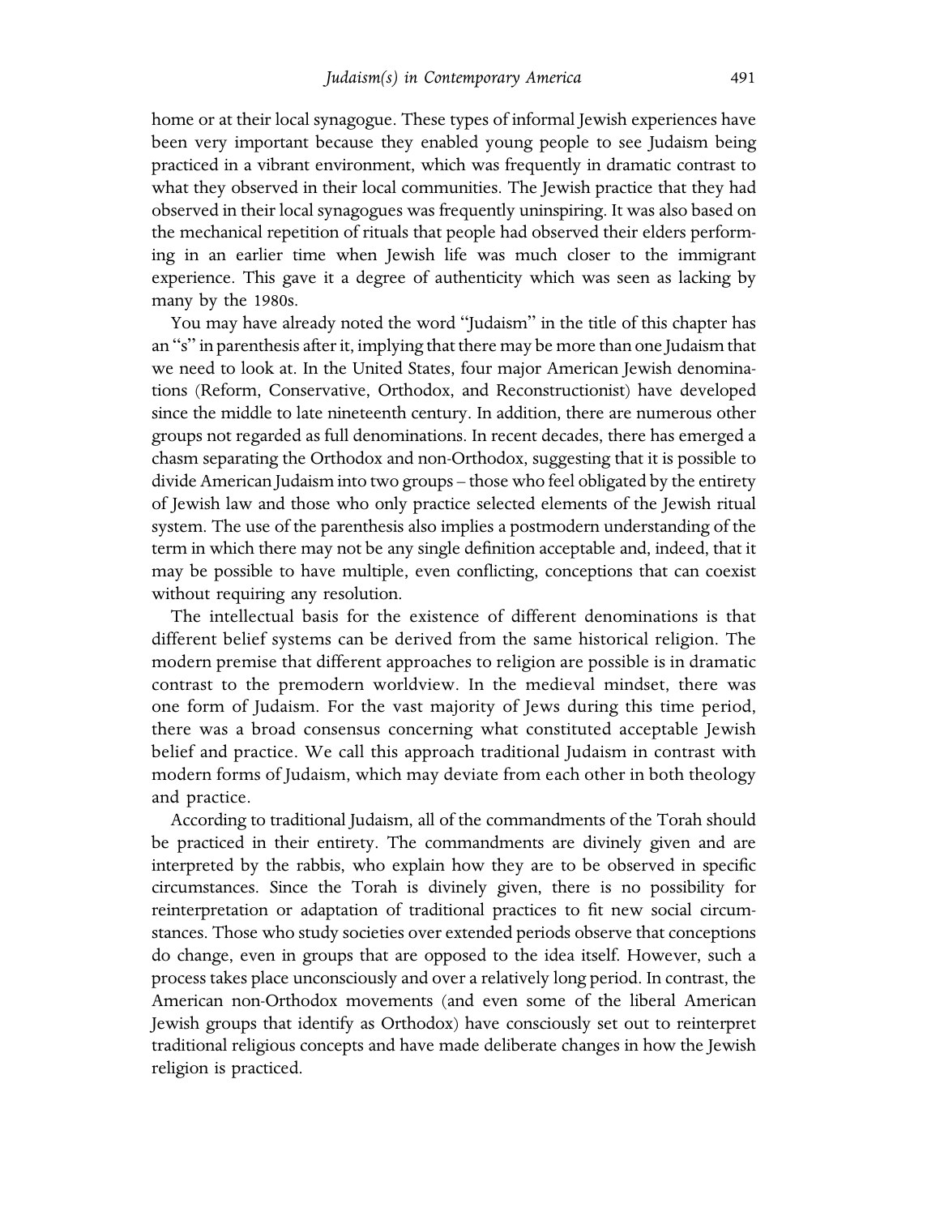home or at their local synagogue. These types of informal Jewish experiences have been very important because they enabled young people to see Judaism being practiced in a vibrant environment, which was frequently in dramatic contrast to what they observed in their local communities. The Jewish practice that they had observed in their local synagogues was frequently uninspiring. It was also based on the mechanical repetition of rituals that people had observed their elders performing in an earlier time when Jewish life was much closer to the immigrant experience. This gave it a degree of authenticity which was seen as lacking by many by the 1980s.

You may have already noted the word "Judaism" in the title of this chapter has an "s" in parenthesis after it, implying that there may be more than one Judaism that we need to look at. In the United States, four major American Jewish denominations (Reform, Conservative, Orthodox, and Reconstructionist) have developed since the middle to late nineteenth century. In addition, there are numerous other groups not regarded as full denominations. In recent decades, there has emerged a chasm separating the Orthodox and non-Orthodox, suggesting that it is possible to divide American Judaism into two groups – those who feel obligated by the entirety of Jewish law and those who only practice selected elements of the Jewish ritual system. The use of the parenthesis also implies a postmodern understanding of the term in which there may not be any single definition acceptable and, indeed, that it may be possible to have multiple, even conflicting, conceptions that can coexist without requiring any resolution.

The intellectual basis for the existence of different denominations is that different belief systems can be derived from the same historical religion. The modern premise that different approaches to religion are possible is in dramatic contrast to the premodern worldview. In the medieval mindset, there was one form of Judaism. For the vast majority of Jews during this time period, there was a broad consensus concerning what constituted acceptable Jewish belief and practice. We call this approach traditional Judaism in contrast with modern forms of Judaism, which may deviate from each other in both theology and practice.

According to traditional Judaism, all of the commandments of the Torah should be practiced in their entirety. The commandments are divinely given and are interpreted by the rabbis, who explain how they are to be observed in specific circumstances. Since the Torah is divinely given, there is no possibility for reinterpretation or adaptation of traditional practices to fit new social circumstances. Those who study societies over extended periods observe that conceptions do change, even in groups that are opposed to the idea itself. However, such a process takes place unconsciously and over a relatively long period. In contrast, the American non-Orthodox movements (and even some of the liberal American Jewish groups that identify as Orthodox) have consciously set out to reinterpret traditional religious concepts and have made deliberate changes in how the Jewish religion is practiced.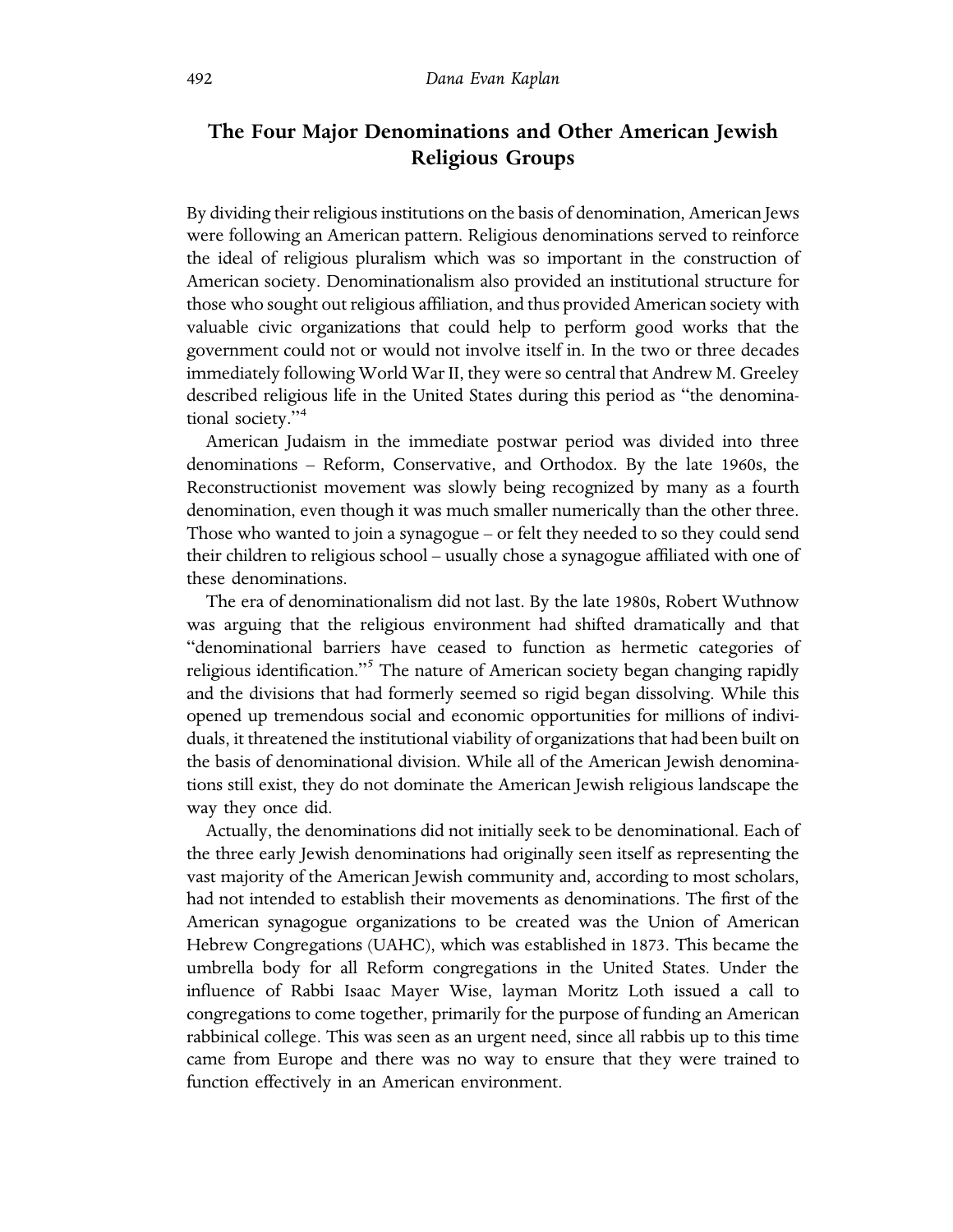## The Four Major Denominations and Other American Jewish Religious Groups

By dividing their religious institutions on the basis of denomination, American Jews were following an American pattern. Religious denominations served to reinforce the ideal of religious pluralism which was so important in the construction of American society. Denominationalism also provided an institutional structure for those who sought out religious affiliation, and thus provided American society with valuable civic organizations that could help to perform good works that the government could not or would not involve itself in. In the two or three decades immediately following World War II, they were so central that Andrew M. Greeley described religious life in the United States during this period as "the denominational society."[4]

American Judaism in the immediate postwar period was divided into three denominations – Reform, Conservative, and Orthodox. By the late 1960s, the Reconstructionist movement was slowly being recognized by many as a fourth denomination, even though it was much smaller numerically than the other three. Those who wanted to join a synagogue – or felt they needed to so they could send their children to religious school – usually chose a synagogue affiliated with one of these denominations.

The era of denominationalism did not last. By the late 1980s, Robert Wuthnow was arguing that the religious environment had shifted dramatically and that "denominational barriers have ceased to function as hermetic categories of religious identification."[5] The nature of American society began changing rapidly and the divisions that had formerly seemed so rigid began dissolving. While this opened up tremendous social and economic opportunities for millions of individuals, it threatened the institutional viability of organizations that had been built on the basis of denominational division. While all of the American Jewish denominations still exist, they do not dominate the American Jewish religious landscape the way they once did.

Actually, the denominations did not initially seek to be denominational. Each of the three early Jewish denominations had originally seen itself as representing the vast majority of the American Jewish community and, according to most scholars, had not intended to establish their movements as denominations. The first of the American synagogue organizations to be created was the Union of American Hebrew Congregations (UAHC), which was established in 1873. This became the umbrella body for all Reform congregations in the United States. Under the influence of Rabbi Isaac Mayer Wise, layman Moritz Loth issued a call to congregations to come together, primarily for the purpose of funding an American rabbinical college. This was seen as an urgent need, since all rabbis up to this time came from Europe and there was no way to ensure that they were trained to function effectively in an American environment.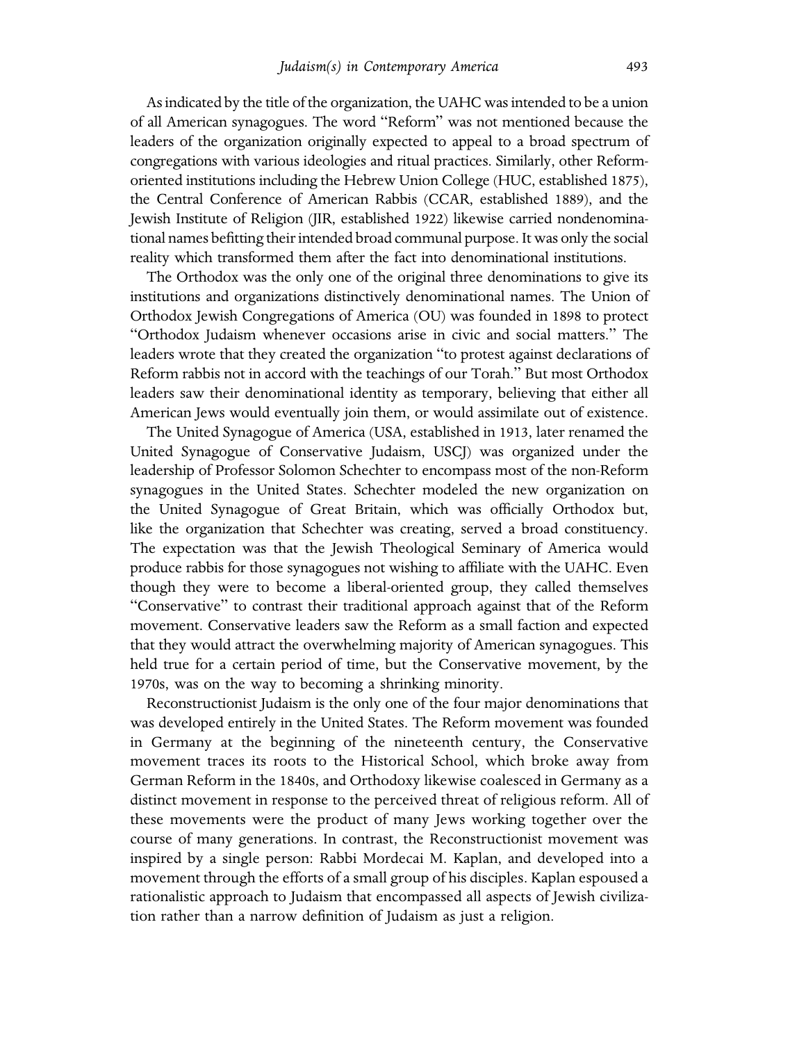As indicated by the title of the organization, the UAHC was intended to be a union of all American synagogues. The word "Reform" was not mentioned because the leaders of the organization originally expected to appeal to a broad spectrum of congregations with various ideologies and ritual practices. Similarly, other Reform-oriented institutions including the Hebrew Union College (HUC, established 1875), the Central Conference of American Rabbis (CCAR, established 1889), and the Jewish Institute of Religion (JIR, established 1922) likewise carried nondenominational names befitting their intended broad communal purpose. It was only the social reality which transformed them after the fact into denominational institutions.

The Orthodox was the only one of the original three denominations to give its institutions and organizations distinctively denominational names. The Union of Orthodox Jewish Congregations of America (OU) was founded in 1898 to protect "Orthodox Judaism whenever occasions arise in civic and social matters." The leaders wrote that they created the organization "to protest against declarations of Reform rabbis not in accord with the teachings of our Torah." But most Orthodox leaders saw their denominational identity as temporary, believing that either all American Jews would eventually join them, or would assimilate out of existence.

The United Synagogue of America (USA, established in 1913, later renamed the United Synagogue of Conservative Judaism, USCJ) was organized under the leadership of Professor Solomon Schechter to encompass most of the non-Reform synagogues in the United States. Schechter modeled the new organization on the United Synagogue of Great Britain, which was officially Orthodox but, like the organization that Schechter was creating, served a broad constituency. The expectation was that the Jewish Theological Seminary of America would produce rabbis for those synagogues not wishing to affiliate with the UAHC. Even though they were to become a liberal-oriented group, they called themselves "Conservative" to contrast their traditional approach against that of the Reform movement. Conservative leaders saw the Reform as a small faction and expected that they would attract the overwhelming majority of American synagogues. This held true for a certain period of time, but the Conservative movement, by the 1970s, was on the way to becoming a shrinking minority.

Reconstructionist Judaism is the only one of the four major denominations that was developed entirely in the United States. The Reform movement was founded in Germany at the beginning of the nineteenth century, the Conservative movement traces its roots to the Historical School, which broke away from German Reform in the 1840s, and Orthodoxy likewise coalesced in Germany as a distinct movement in response to the perceived threat of religious reform. All of these movements were the product of many Jews working together over the course of many generations. In contrast, the Reconstructionist movement was inspired by a single person: Rabbi Mordecai M. Kaplan, and developed into a movement through the efforts of a small group of his disciples. Kaplan espoused a rationalistic approach to Judaism that encompassed all aspects of Jewish civilization rather than a narrow definition of Judaism as just a religion.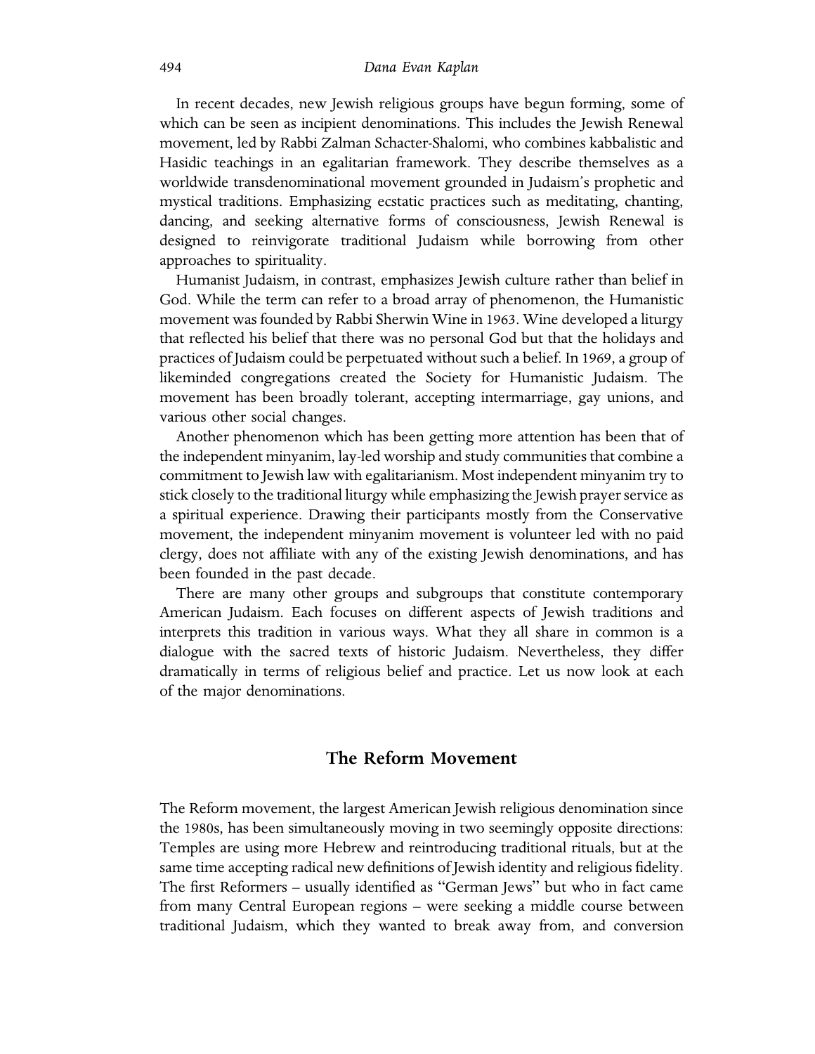In recent decades, new Jewish religious groups have begun forming, some of which can be seen as incipient denominations. This includes the Jewish Renewal movement, led by Rabbi Zalman Schacter-Shalomi, who combines kabbalistic and Hasidic teachings in an egalitarian framework. They describe themselves as a worldwide transdenominational movement grounded in Judaism's prophetic and mystical traditions. Emphasizing ecstatic practices such as meditating, chanting, dancing, and seeking alternative forms of consciousness, Jewish Renewal is designed to reinvigorate traditional Judaism while borrowing from other approaches to spirituality.

Humanist Judaism, in contrast, emphasizes Jewish culture rather than belief in God. While the term can refer to a broad array of phenomenon, the Humanistic movement was founded by Rabbi Sherwin Wine in 1963. Wine developed a liturgy that reflected his belief that there was no personal God but that the holidays and practices of Judaism could be perpetuated without such a belief. In 1969, a group of likeminded congregations created the Society for Humanistic Judaism. The movement has been broadly tolerant, accepting intermarriage, gay unions, and various other social changes.

Another phenomenon which has been getting more attention has been that of the independent minyanim, lay-led worship and study communities that combine a commitment to Jewish law with egalitarianism. Most independent minyanim try to stick closely to the traditional liturgy while emphasizing the Jewish prayer service as a spiritual experience. Drawing their participants mostly from the Conservative movement, the independent minyanim movement is volunteer led with no paid clergy, does not affiliate with any of the existing Jewish denominations, and has been founded in the past decade.

There are many other groups and subgroups that constitute contemporary American Judaism. Each focuses on different aspects of Jewish traditions and interprets this tradition in various ways. What they all share in common is a dialogue with the sacred texts of historic Judaism. Nevertheless, they differ dramatically in terms of religious belief and practice. Let us now look at each of the major denominations.

## The Reform Movement

The Reform movement, the largest American Jewish religious denomination since the 1980s, has been simultaneously moving in two seemingly opposite directions: Temples are using more Hebrew and reintroducing traditional rituals, but at the same time accepting radical new definitions of Jewish identity and religious fidelity. The first Reformers – usually identified as "German Jews" but who in fact came from many Central European regions – were seeking a middle course between traditional Judaism, which they wanted to break away from, and conversion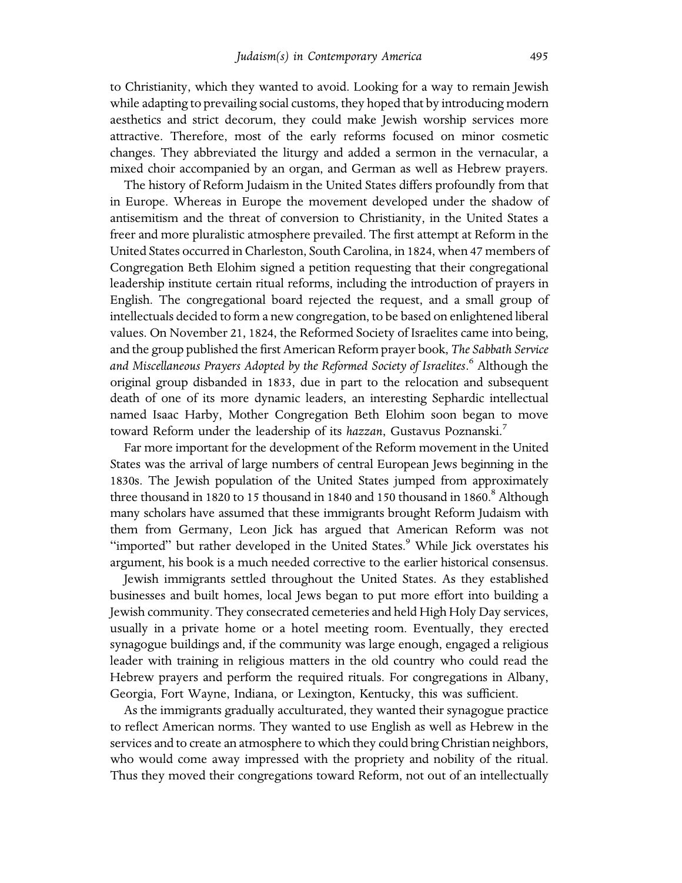to Christianity, which they wanted to avoid. Looking for a way to remain Jewish while adapting to prevailing social customs, they hoped that by introducing modern aesthetics and strict decorum, they could make Jewish worship services more attractive. Therefore, most of the early reforms focused on minor cosmetic changes. They abbreviated the liturgy and added a sermon in the vernacular, a mixed choir accompanied by an organ, and German as well as Hebrew prayers.

The history of Reform Judaism in the United States differs profoundly from that in Europe. Whereas in Europe the movement developed under the shadow of antisemitism and the threat of conversion to Christianity, in the United States a freer and more pluralistic atmosphere prevailed. The first attempt at Reform in the United States occurred in Charleston, South Carolina, in 1824, when 47 members of Congregation Beth Elohim signed a petition requesting that their congregational leadership institute certain ritual reforms, including the introduction of prayers in English. The congregational board rejected the request, and a small group of intellectuals decided to form a new congregation, to be based on enlightened liberal values. On November 21, 1824, the Reformed Society of Israelites came into being, and the group published the first American Reform prayer book, *The Sabbath Service and Miscellaneous Prayers Adopted by the Reformed Society of Israelites*.[6] Although the original group disbanded in 1833, due in part to the relocation and subsequent death of one of its more dynamic leaders, an interesting Sephardic intellectual named Isaac Harby, Mother Congregation Beth Elohim soon began to move toward Reform under the leadership of its *hazzan*, Gustavus Poznanski.[7]

Far more important for the development of the Reform movement in the United States was the arrival of large numbers of central European Jews beginning in the 1830s. The Jewish population of the United States jumped from approximately three thousand in 1820 to 15 thousand in 1840 and 150 thousand in 1860.[8] Although many scholars have assumed that these immigrants brought Reform Judaism with them from Germany, Leon Jick has argued that American Reform was not "imported" but rather developed in the United States.[9] While Jick overstates his argument, his book is a much needed corrective to the earlier historical consensus.

Jewish immigrants settled throughout the United States. As they established businesses and built homes, local Jews began to put more effort into building a Jewish community. They consecrated cemeteries and held High Holy Day services, usually in a private home or a hotel meeting room. Eventually, they erected synagogue buildings and, if the community was large enough, engaged a religious leader with training in religious matters in the old country who could read the Hebrew prayers and perform the required rituals. For congregations in Albany, Georgia, Fort Wayne, Indiana, or Lexington, Kentucky, this was sufficient.

As the immigrants gradually acculturated, they wanted their synagogue practice to reflect American norms. They wanted to use English as well as Hebrew in the services and to create an atmosphere to which they could bring Christian neighbors, who would come away impressed with the propriety and nobility of the ritual. Thus they moved their congregations toward Reform, not out of an intellectually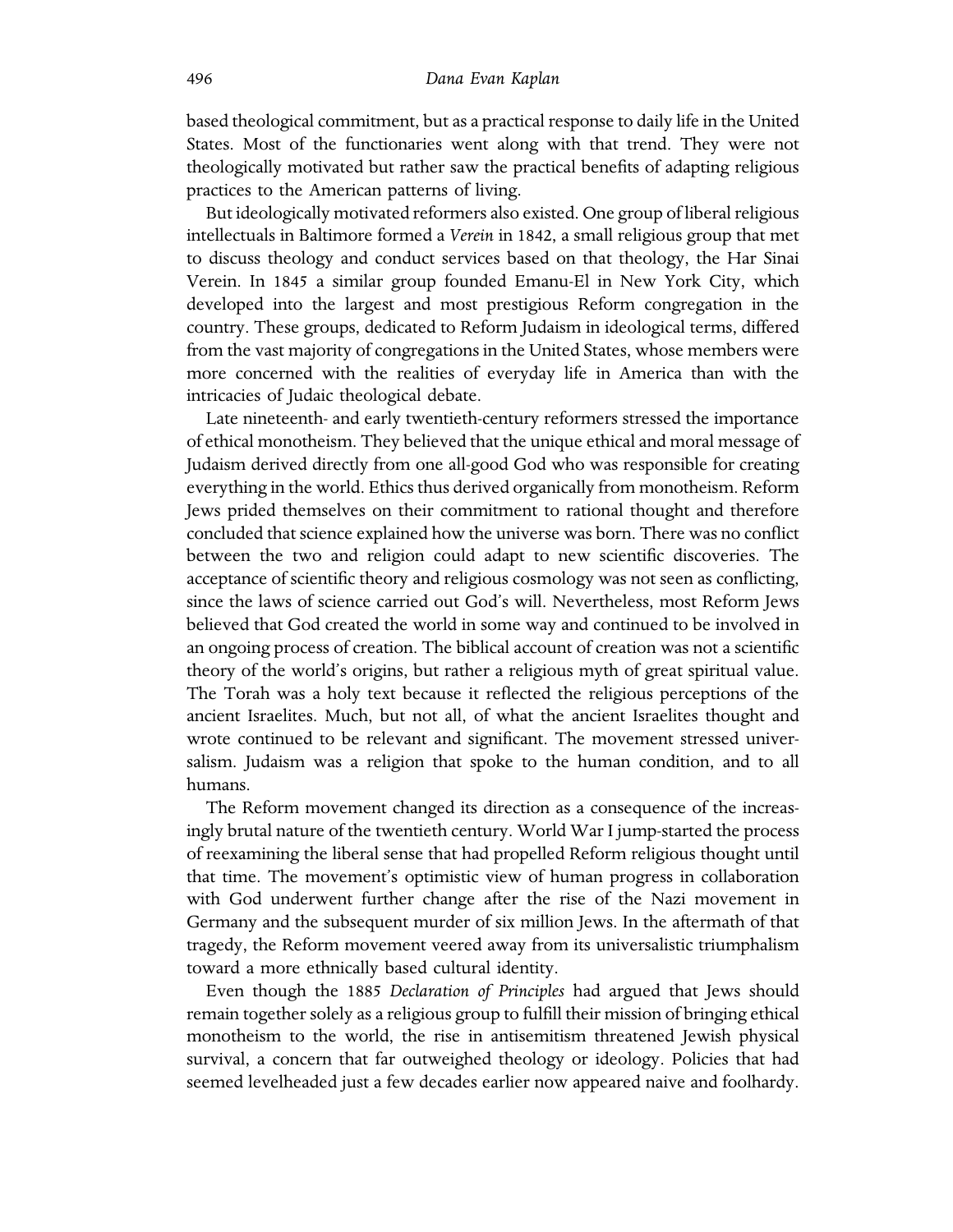based theological commitment, but as a practical response to daily life in the United States. Most of the functionaries went along with that trend. They were not theologically motivated but rather saw the practical benefits of adapting religious practices to the American patterns of living.

But ideologically motivated reformers also existed. One group of liberal religious intellectuals in Baltimore formed a *Verein* in 1842, a small religious group that met to discuss theology and conduct services based on that theology, the Har Sinai Verein. In 1845 a similar group founded Emanu-El in New York City, which developed into the largest and most prestigious Reform congregation in the country. These groups, dedicated to Reform Judaism in ideological terms, differed from the vast majority of congregations in the United States, whose members were more concerned with the realities of everyday life in America than with the intricacies of Judaic theological debate.

Late nineteenth- and early twentieth-century reformers stressed the importance of ethical monotheism. They believed that the unique ethical and moral message of Judaism derived directly from one all-good God who was responsible for creating everything in the world. Ethics thus derived organically from monotheism. Reform Jews prided themselves on their commitment to rational thought and therefore concluded that science explained how the universe was born. There was no conflict between the two and religion could adapt to new scientific discoveries. The acceptance of scientific theory and religious cosmology was not seen as conflicting, since the laws of science carried out God's will. Nevertheless, most Reform Jews believed that God created the world in some way and continued to be involved in an ongoing process of creation. The biblical account of creation was not a scientific theory of the world's origins, but rather a religious myth of great spiritual value. The Torah was a holy text because it reflected the religious perceptions of the ancient Israelites. Much, but not all, of what the ancient Israelites thought and wrote continued to be relevant and significant. The movement stressed universalism. Judaism was a religion that spoke to the human condition, and to all humans.

The Reform movement changed its direction as a consequence of the increasingly brutal nature of the twentieth century. World War I jump-started the process of reexamining the liberal sense that had propelled Reform religious thought until that time. The movement's optimistic view of human progress in collaboration with God underwent further change after the rise of the Nazi movement in Germany and the subsequent murder of six million Jews. In the aftermath of that tragedy, the Reform movement veered away from its universalistic triumphalism toward a more ethnically based cultural identity.

Even though the 1885 *Declaration of Principles* had argued that Jews should remain together solely as a religious group to fulfill their mission of bringing ethical monotheism to the world, the rise in antisemitism threatened Jewish physical survival, a concern that far outweighed theology or ideology. Policies that had seemed levelheaded just a few decades earlier now appeared naive and foolhardy.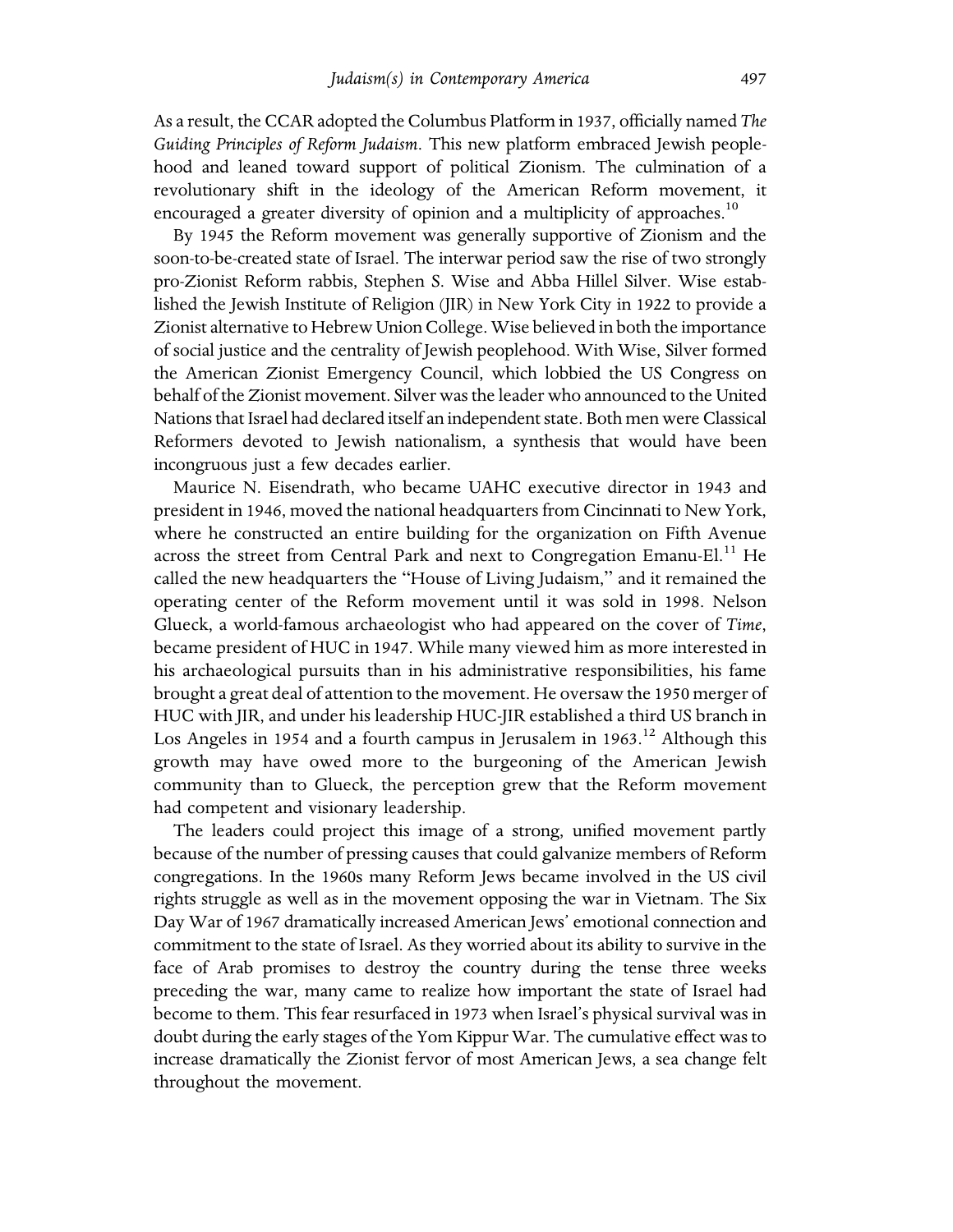As a result, the CCAR adopted the Columbus Platform in 1937, officially named *The Guiding Principles of Reform Judaism*. This new platform embraced Jewish peoplehood and leaned toward support of political Zionism. The culmination of a revolutionary shift in the ideology of the American Reform movement, it encouraged a greater diversity of opinion and a multiplicity of approaches.[10]

By 1945 the Reform movement was generally supportive of Zionism and the soon-to-be-created state of Israel. The interwar period saw the rise of two strongly pro-Zionist Reform rabbis, Stephen S. Wise and Abba Hillel Silver. Wise established the Jewish Institute of Religion (JIR) in New York City in 1922 to provide a Zionist alternative to Hebrew Union College. Wise believed in both the importance of social justice and the centrality of Jewish peoplehood. With Wise, Silver formed the American Zionist Emergency Council, which lobbied the US Congress on behalf of the Zionist movement. Silver was the leader who announced to the United Nations that Israel had declared itself an independent state. Both men were Classical Reformers devoted to Jewish nationalism, a synthesis that would have been incongruous just a few decades earlier.

Maurice N. Eisendrath, who became UAHC executive director in 1943 and president in 1946, moved the national headquarters from Cincinnati to New York, where he constructed an entire building for the organization on Fifth Avenue across the street from Central Park and next to Congregation Emanu-El.[11] He called the new headquarters the "House of Living Judaism," and it remained the operating center of the Reform movement until it was sold in 1998. Nelson Glueck, a world-famous archaeologist who had appeared on the cover of *Time*, became president of HUC in 1947. While many viewed him as more interested in his archaeological pursuits than in his administrative responsibilities, his fame brought a great deal of attention to the movement. He oversaw the 1950 merger of HUC with JIR, and under his leadership HUC-JIR established a third US branch in Los Angeles in 1954 and a fourth campus in Jerusalem in 1963.[12] Although this growth may have owed more to the burgeoning of the American Jewish community than to Glueck, the perception grew that the Reform movement had competent and visionary leadership.

The leaders could project this image of a strong, unified movement partly because of the number of pressing causes that could galvanize members of Reform congregations. In the 1960s many Reform Jews became involved in the US civil rights struggle as well as in the movement opposing the war in Vietnam. The Six Day War of 1967 dramatically increased American Jews' emotional connection and commitment to the state of Israel. As they worried about its ability to survive in the face of Arab promises to destroy the country during the tense three weeks preceding the war, many came to realize how important the state of Israel had become to them. This fear resurfaced in 1973 when Israel's physical survival was in doubt during the early stages of the Yom Kippur War. The cumulative effect was to increase dramatically the Zionist fervor of most American Jews, a sea change felt throughout the movement.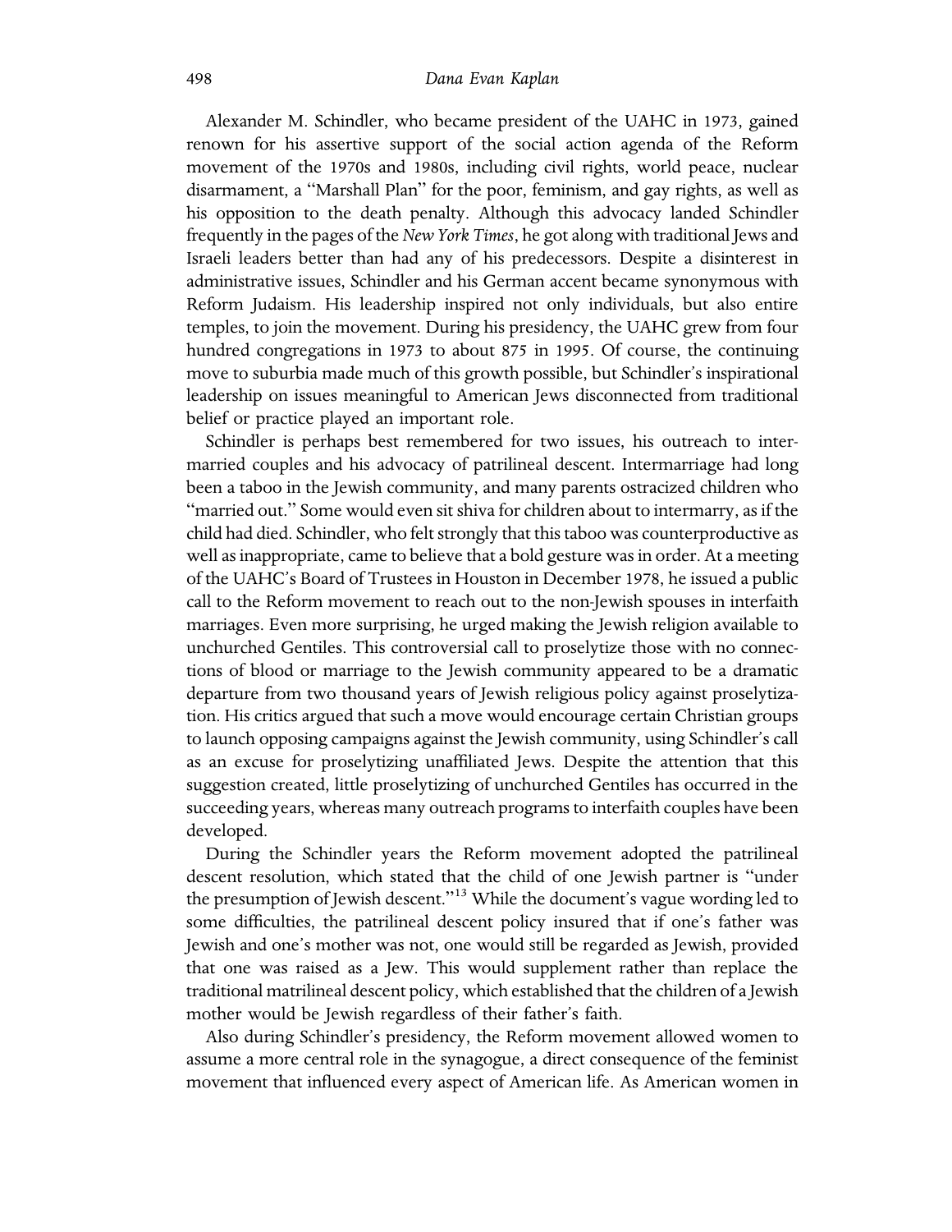Alexander M. Schindler, who became president of the UAHC in 1973, gained renown for his assertive support of the social action agenda of the Reform movement of the 1970s and 1980s, including civil rights, world peace, nuclear disarmament, a "Marshall Plan" for the poor, feminism, and gay rights, as well as his opposition to the death penalty. Although this advocacy landed Schindler frequently in the pages of the *New York Times*, he got along with traditional Jews and Israeli leaders better than had any of his predecessors. Despite a disinterest in administrative issues, Schindler and his German accent became synonymous with Reform Judaism. His leadership inspired not only individuals, but also entire temples, to join the movement. During his presidency, the UAHC grew from four hundred congregations in 1973 to about 875 in 1995. Of course, the continuing move to suburbia made much of this growth possible, but Schindler's inspirational leadership on issues meaningful to American Jews disconnected from traditional belief or practice played an important role.

Schindler is perhaps best remembered for two issues, his outreach to intermarried couples and his advocacy of patrilineal descent. Intermarriage had long been a taboo in the Jewish community, and many parents ostracized children who "married out." Some would even sit shiva for children about to intermarry, as if the child had died. Schindler, who felt strongly that this taboo was counterproductive as well as inappropriate, came to believe that a bold gesture was in order. At a meeting of the UAHC's Board of Trustees in Houston in December 1978, he issued a public call to the Reform movement to reach out to the non-Jewish spouses in interfaith marriages. Even more surprising, he urged making the Jewish religion available to unchurched Gentiles. This controversial call to proselytize those with no connections of blood or marriage to the Jewish community appeared to be a dramatic departure from two thousand years of Jewish religious policy against proselytization. His critics argued that such a move would encourage certain Christian groups to launch opposing campaigns against the Jewish community, using Schindler's call as an excuse for proselytizing unaffiliated Jews. Despite the attention that this suggestion created, little proselytizing of unchurched Gentiles has occurred in the succeeding years, whereas many outreach programs to interfaith couples have been developed.

During the Schindler years the Reform movement adopted the patrilineal descent resolution, which stated that the child of one Jewish partner is "under the presumption of Jewish descent."[13] While the document's vague wording led to some difficulties, the patrilineal descent policy insured that if one's father was Jewish and one's mother was not, one would still be regarded as Jewish, provided that one was raised as a Jew. This would supplement rather than replace the traditional matrilineal descent policy, which established that the children of a Jewish mother would be Jewish regardless of their father's faith.

Also during Schindler's presidency, the Reform movement allowed women to assume a more central role in the synagogue, a direct consequence of the feminist movement that influenced every aspect of American life. As American women in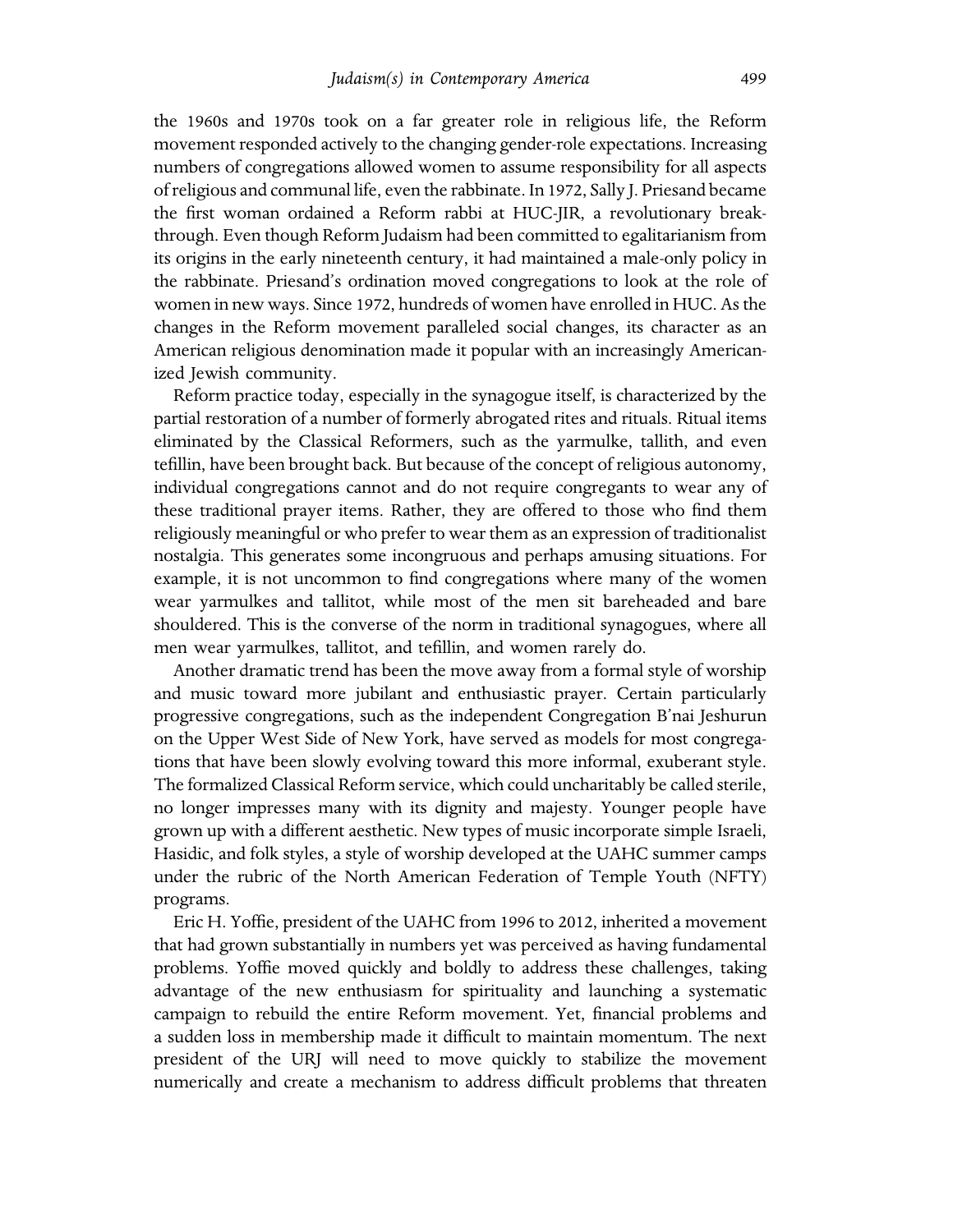the 1960s and 1970s took on a far greater role in religious life, the Reform movement responded actively to the changing gender-role expectations. Increasing numbers of congregations allowed women to assume responsibility for all aspects of religious and communal life, even the rabbinate. In 1972, Sally J. Priesand became the first woman ordained a Reform rabbi at HUC-JIR, a revolutionary breakthrough. Even though Reform Judaism had been committed to egalitarianism from its origins in the early nineteenth century, it had maintained a male-only policy in the rabbinate. Priesand's ordination moved congregations to look at the role of women in new ways. Since 1972, hundreds of women have enrolled in HUC. As the changes in the Reform movement paralleled social changes, its character as an American religious denomination made it popular with an increasingly Americanized Jewish community.

Reform practice today, especially in the synagogue itself, is characterized by the partial restoration of a number of formerly abrogated rites and rituals. Ritual items eliminated by the Classical Reformers, such as the yarmulke, tallith, and even tefillin, have been brought back. But because of the concept of religious autonomy, individual congregations cannot and do not require congregants to wear any of these traditional prayer items. Rather, they are offered to those who find them religiously meaningful or who prefer to wear them as an expression of traditionalist nostalgia. This generates some incongruous and perhaps amusing situations. For example, it is not uncommon to find congregations where many of the women wear yarmulkes and tallitot, while most of the men sit bareheaded and bare shouldered. This is the converse of the norm in traditional synagogues, where all men wear yarmulkes, tallitot, and tefillin, and women rarely do.

Another dramatic trend has been the move away from a formal style of worship and music toward more jubilant and enthusiastic prayer. Certain particularly progressive congregations, such as the independent Congregation B'nai Jeshurun on the Upper West Side of New York, have served as models for most congregations that have been slowly evolving toward this more informal, exuberant style. The formalized Classical Reform service, which could uncharitably be called sterile, no longer impresses many with its dignity and majesty. Younger people have grown up with a different aesthetic. New types of music incorporate simple Israeli, Hasidic, and folk styles, a style of worship developed at the UAHC summer camps under the rubric of the North American Federation of Temple Youth (NFTY) programs.

Eric H. Yoffie, president of the UAHC from 1996 to 2012, inherited a movement that had grown substantially in numbers yet was perceived as having fundamental problems. Yoffie moved quickly and boldly to address these challenges, taking advantage of the new enthusiasm for spirituality and launching a systematic campaign to rebuild the entire Reform movement. Yet, financial problems and a sudden loss in membership made it difficult to maintain momentum. The next president of the URJ will need to move quickly to stabilize the movement numerically and create a mechanism to address difficult problems that threaten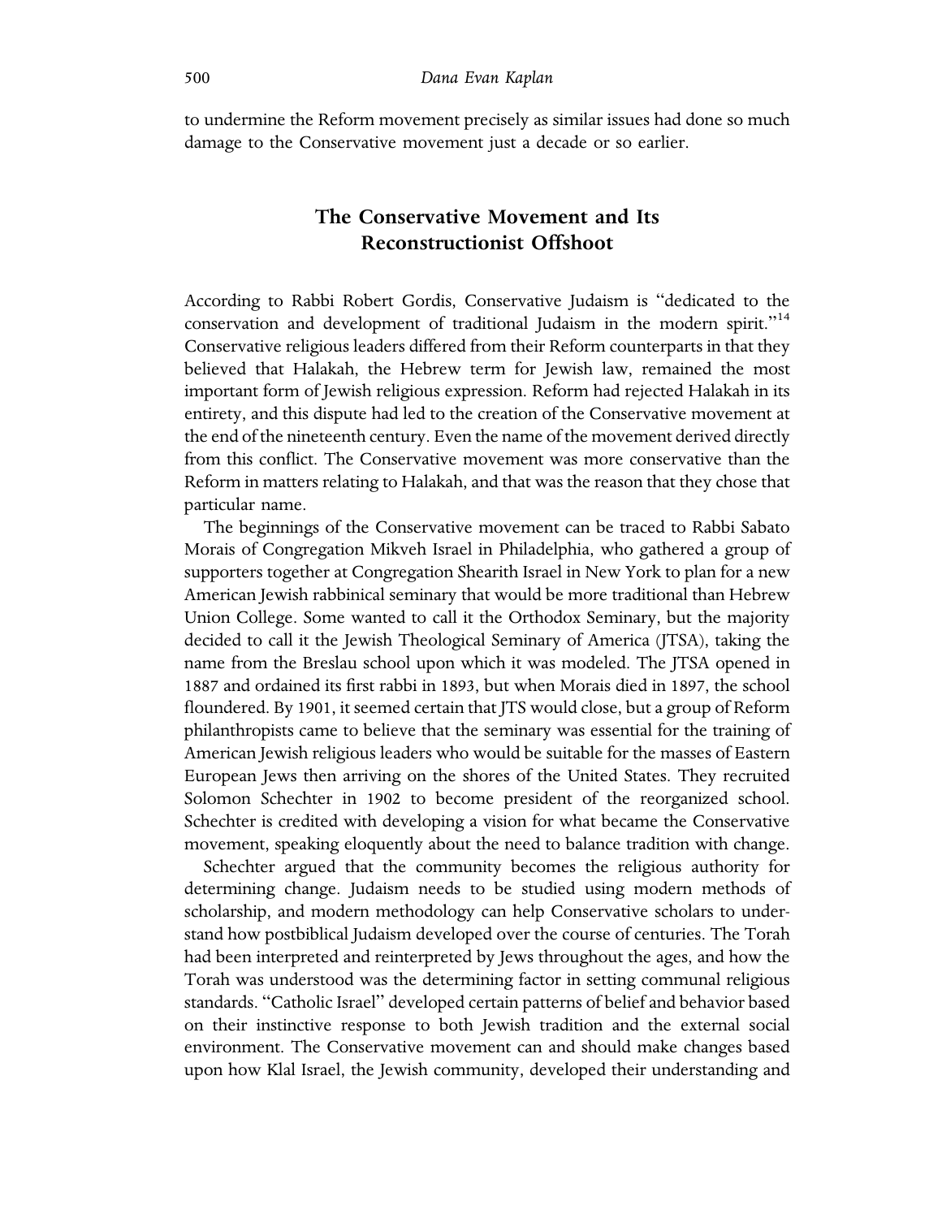to undermine the Reform movement precisely as similar issues had done so much damage to the Conservative movement just a decade or so earlier.

## The Conservative Movement and Its Reconstructionist Offshoot

According to Rabbi Robert Gordis, Conservative Judaism is "dedicated to the conservation and development of traditional Judaism in the modern spirit."[14] Conservative religious leaders differed from their Reform counterparts in that they believed that Halakah, the Hebrew term for Jewish law, remained the most important form of Jewish religious expression. Reform had rejected Halakah in its entirety, and this dispute had led to the creation of the Conservative movement at the end of the nineteenth century. Even the name of the movement derived directly from this conflict. The Conservative movement was more conservative than the Reform in matters relating to Halakah, and that was the reason that they chose that particular name.

The beginnings of the Conservative movement can be traced to Rabbi Sabato Morais of Congregation Mikveh Israel in Philadelphia, who gathered a group of supporters together at Congregation Shearith Israel in New York to plan for a new American Jewish rabbinical seminary that would be more traditional than Hebrew Union College. Some wanted to call it the Orthodox Seminary, but the majority decided to call it the Jewish Theological Seminary of America (JTSA), taking the name from the Breslau school upon which it was modeled. The JTSA opened in 1887 and ordained its first rabbi in 1893, but when Morais died in 1897, the school floundered. By 1901, it seemed certain that JTS would close, but a group of Reform philanthropists came to believe that the seminary was essential for the training of American Jewish religious leaders who would be suitable for the masses of Eastern European Jews then arriving on the shores of the United States. They recruited Solomon Schechter in 1902 to become president of the reorganized school. Schechter is credited with developing a vision for what became the Conservative movement, speaking eloquently about the need to balance tradition with change.

Schechter argued that the community becomes the religious authority for determining change. Judaism needs to be studied using modern methods of scholarship, and modern methodology can help Conservative scholars to understand how postbiblical Judaism developed over the course of centuries. The Torah had been interpreted and reinterpreted by Jews throughout the ages, and how the Torah was understood was the determining factor in setting communal religious standards. "Catholic Israel" developed certain patterns of belief and behavior based on their instinctive response to both Jewish tradition and the external social environment. The Conservative movement can and should make changes based upon how Klal Israel, the Jewish community, developed their understanding and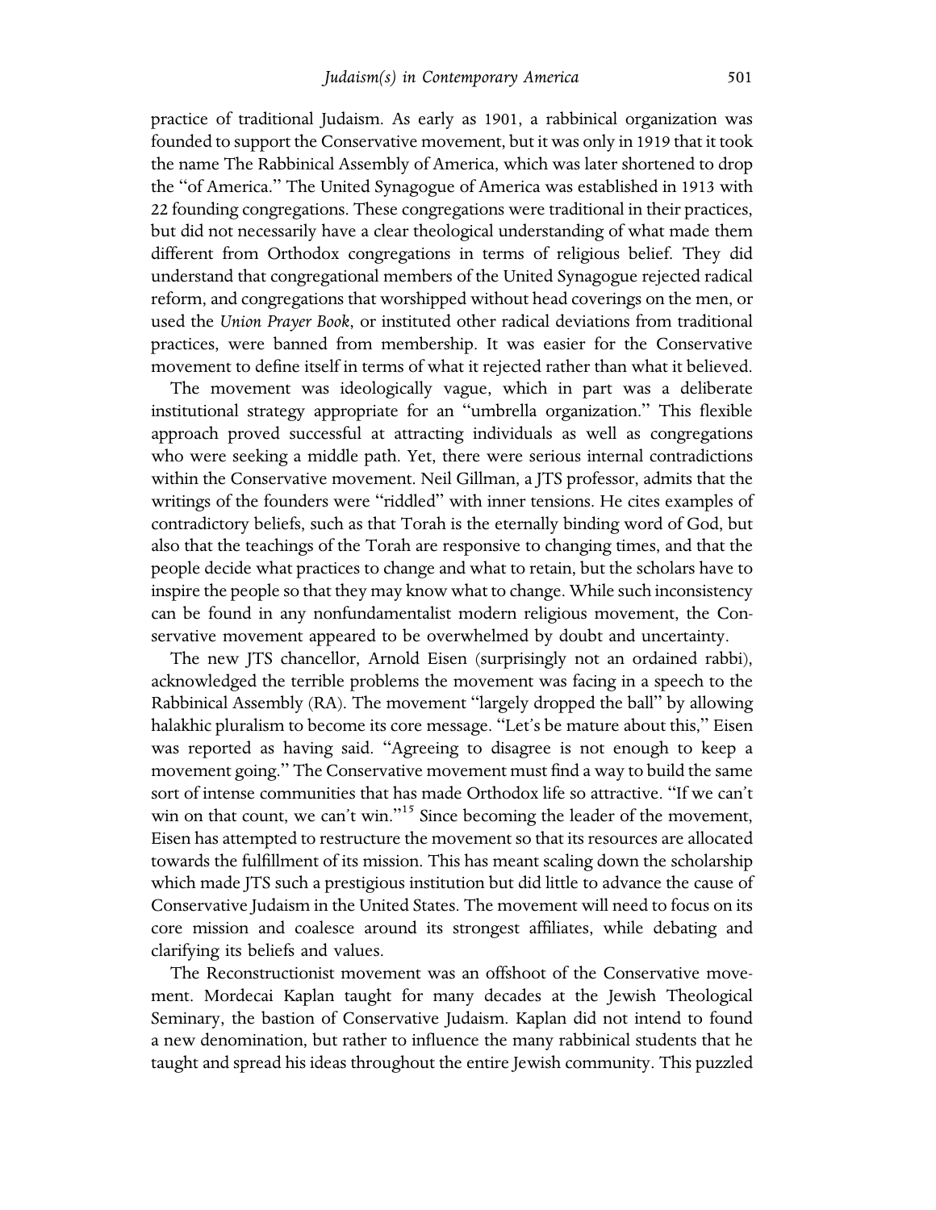practice of traditional Judaism. As early as 1901, a rabbinical organization was founded to support the Conservative movement, but it was only in 1919 that it took the name The Rabbinical Assembly of America, which was later shortened to drop the "of America." The United Synagogue of America was established in 1913 with 22 founding congregations. These congregations were traditional in their practices, but did not necessarily have a clear theological understanding of what made them different from Orthodox congregations in terms of religious belief. They did understand that congregational members of the United Synagogue rejected radical reform, and congregations that worshipped without head coverings on the men, or used the *Union Prayer Book*, or instituted other radical deviations from traditional practices, were banned from membership. It was easier for the Conservative movement to define itself in terms of what it rejected rather than what it believed.

The movement was ideologically vague, which in part was a deliberate institutional strategy appropriate for an "umbrella organization." This flexible approach proved successful at attracting individuals as well as congregations who were seeking a middle path. Yet, there were serious internal contradictions within the Conservative movement. Neil Gillman, a JTS professor, admits that the writings of the founders were "riddled" with inner tensions. He cites examples of contradictory beliefs, such as that Torah is the eternally binding word of God, but also that the teachings of the Torah are responsive to changing times, and that the people decide what practices to change and what to retain, but the scholars have to inspire the people so that they may know what to change. While such inconsistency can be found in any nonfundamentalist modern religious movement, the Conservative movement appeared to be overwhelmed by doubt and uncertainty.

The new JTS chancellor, Arnold Eisen (surprisingly not an ordained rabbi), acknowledged the terrible problems the movement was facing in a speech to the Rabbinical Assembly (RA). The movement "largely dropped the ball" by allowing halakhic pluralism to become its core message. "Let's be mature about this," Eisen was reported as having said. "Agreeing to disagree is not enough to keep a movement going." The Conservative movement must find a way to build the same sort of intense communities that has made Orthodox life so attractive. "If we can't win on that count, we can't win."[15] Since becoming the leader of the movement, Eisen has attempted to restructure the movement so that its resources are allocated towards the fulfillment of its mission. This has meant scaling down the scholarship which made JTS such a prestigious institution but did little to advance the cause of Conservative Judaism in the United States. The movement will need to focus on its core mission and coalesce around its strongest affiliates, while debating and clarifying its beliefs and values.

The Reconstructionist movement was an offshoot of the Conservative movement. Mordecai Kaplan taught for many decades at the Jewish Theological Seminary, the bastion of Conservative Judaism. Kaplan did not intend to found a new denomination, but rather to influence the many rabbinical students that he taught and spread his ideas throughout the entire Jewish community. This puzzled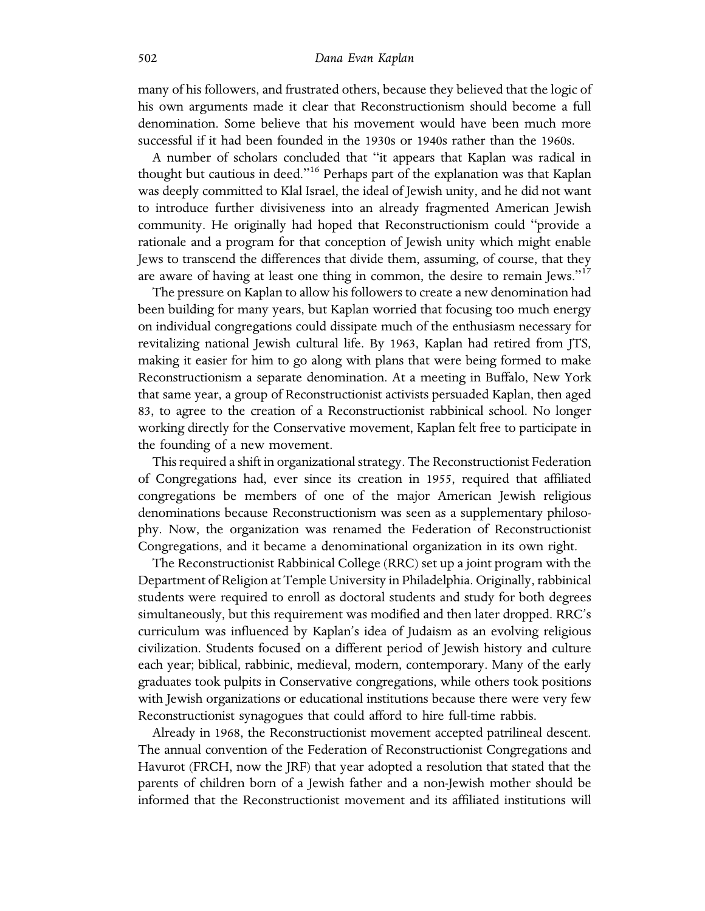many of his followers, and frustrated others, because they believed that the logic of his own arguments made it clear that Reconstructionism should become a full denomination. Some believe that his movement would have been much more successful if it had been founded in the 1930s or 1940s rather than the 1960s.

A number of scholars concluded that "it appears that Kaplan was radical in thought but cautious in deed."[16] Perhaps part of the explanation was that Kaplan was deeply committed to Klal Israel, the ideal of Jewish unity, and he did not want to introduce further divisiveness into an already fragmented American Jewish community. He originally had hoped that Reconstructionism could "provide a rationale and a program for that conception of Jewish unity which might enable Jews to transcend the differences that divide them, assuming, of course, that they are aware of having at least one thing in common, the desire to remain Jews."[17]

The pressure on Kaplan to allow his followers to create a new denomination had been building for many years, but Kaplan worried that focusing too much energy on individual congregations could dissipate much of the enthusiasm necessary for revitalizing national Jewish cultural life. By 1963, Kaplan had retired from JTS, making it easier for him to go along with plans that were being formed to make Reconstructionism a separate denomination. At a meeting in Buffalo, New York that same year, a group of Reconstructionist activists persuaded Kaplan, then aged 83, to agree to the creation of a Reconstructionist rabbinical school. No longer working directly for the Conservative movement, Kaplan felt free to participate in the founding of a new movement.

This required a shift in organizational strategy. The Reconstructionist Federation of Congregations had, ever since its creation in 1955, required that affiliated congregations be members of one of the major American Jewish religious denominations because Reconstructionism was seen as a supplementary philosophy. Now, the organization was renamed the Federation of Reconstructionist Congregations, and it became a denominational organization in its own right.

The Reconstructionist Rabbinical College (RRC) set up a joint program with the Department of Religion at Temple University in Philadelphia. Originally, rabbinical students were required to enroll as doctoral students and study for both degrees simultaneously, but this requirement was modified and then later dropped. RRC's curriculum was influenced by Kaplan's idea of Judaism as an evolving religious civilization. Students focused on a different period of Jewish history and culture each year; biblical, rabbinic, medieval, modern, contemporary. Many of the early graduates took pulpits in Conservative congregations, while others took positions with Jewish organizations or educational institutions because there were very few Reconstructionist synagogues that could afford to hire full-time rabbis.

Already in 1968, the Reconstructionist movement accepted patrilineal descent. The annual convention of the Federation of Reconstructionist Congregations and Havurot (FRCH, now the JRF) that year adopted a resolution that stated that the parents of children born of a Jewish father and a non-Jewish mother should be informed that the Reconstructionist movement and its affiliated institutions will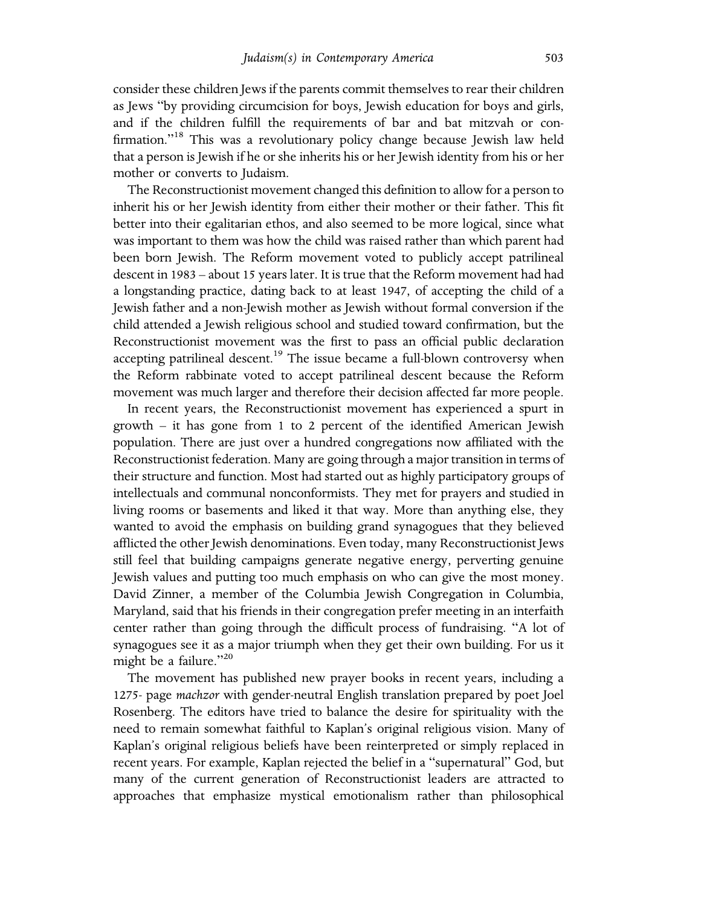consider these children Jews if the parents commit themselves to rear their children as Jews "by providing circumcision for boys, Jewish education for boys and girls, and if the children fulfill the requirements of bar and bat mitzvah or confirmation."[18] This was a revolutionary policy change because Jewish law held that a person is Jewish if he or she inherits his or her Jewish identity from his or her mother or converts to Judaism.

The Reconstructionist movement changed this definition to allow for a person to inherit his or her Jewish identity from either their mother or their father. This fit better into their egalitarian ethos, and also seemed to be more logical, since what was important to them was how the child was raised rather than which parent had been born Jewish. The Reform movement voted to publicly accept patrilineal descent in 1983 – about 15 years later. It is true that the Reform movement had had a longstanding practice, dating back to at least 1947, of accepting the child of a Jewish father and a non-Jewish mother as Jewish without formal conversion if the child attended a Jewish religious school and studied toward confirmation, but the Reconstructionist movement was the first to pass an official public declaration accepting patrilineal descent.[19] The issue became a full-blown controversy when the Reform rabbinate voted to accept patrilineal descent because the Reform movement was much larger and therefore their decision affected far more people.

In recent years, the Reconstructionist movement has experienced a spurt in growth – it has gone from 1 to 2 percent of the identified American Jewish population. There are just over a hundred congregations now affiliated with the Reconstructionist federation. Many are going through a major transition in terms of their structure and function. Most had started out as highly participatory groups of intellectuals and communal nonconformists. They met for prayers and studied in living rooms or basements and liked it that way. More than anything else, they wanted to avoid the emphasis on building grand synagogues that they believed afflicted the other Jewish denominations. Even today, many Reconstructionist Jews still feel that building campaigns generate negative energy, perverting genuine Jewish values and putting too much emphasis on who can give the most money. David Zinner, a member of the Columbia Jewish Congregation in Columbia, Maryland, said that his friends in their congregation prefer meeting in an interfaith center rather than going through the difficult process of fundraising. "A lot of synagogues see it as a major triumph when they get their own building. For us it might be a failure."[20]

The movement has published new prayer books in recent years, including a 1275- page *machzor* with gender-neutral English translation prepared by poet Joel Rosenberg. The editors have tried to balance the desire for spirituality with the need to remain somewhat faithful to Kaplan's original religious vision. Many of Kaplan's original religious beliefs have been reinterpreted or simply replaced in recent years. For example, Kaplan rejected the belief in a "supernatural" God, but many of the current generation of Reconstructionist leaders are attracted to approaches that emphasize mystical emotionalism rather than philosophical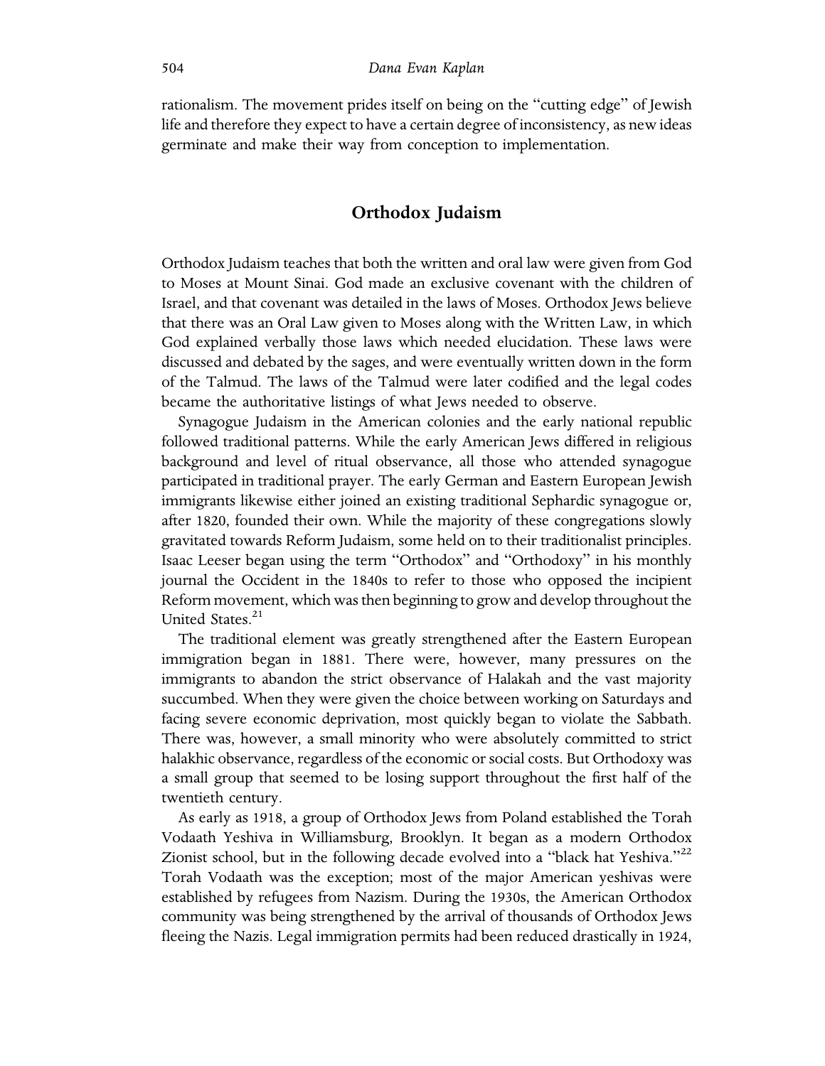rationalism. The movement prides itself on being on the "cutting edge" of Jewish life and therefore they expect to have a certain degree of inconsistency, as new ideas germinate and make their way from conception to implementation.

## Orthodox Judaism

Orthodox Judaism teaches that both the written and oral law were given from God to Moses at Mount Sinai. God made an exclusive covenant with the children of Israel, and that covenant was detailed in the laws of Moses. Orthodox Jews believe that there was an Oral Law given to Moses along with the Written Law, in which God explained verbally those laws which needed elucidation. These laws were discussed and debated by the sages, and were eventually written down in the form of the Talmud. The laws of the Talmud were later codified and the legal codes became the authoritative listings of what Jews needed to observe.

Synagogue Judaism in the American colonies and the early national republic followed traditional patterns. While the early American Jews differed in religious background and level of ritual observance, all those who attended synagogue participated in traditional prayer. The early German and Eastern European Jewish immigrants likewise either joined an existing traditional Sephardic synagogue or, after 1820, founded their own. While the majority of these congregations slowly gravitated towards Reform Judaism, some held on to their traditionalist principles. Isaac Leeser began using the term "Orthodox" and "Orthodoxy" in his monthly journal the Occident in the 1840s to refer to those who opposed the incipient Reform movement, which was then beginning to grow and develop throughout the United States.[21]

The traditional element was greatly strengthened after the Eastern European immigration began in 1881. There were, however, many pressures on the immigrants to abandon the strict observance of Halakah and the vast majority succumbed. When they were given the choice between working on Saturdays and facing severe economic deprivation, most quickly began to violate the Sabbath. There was, however, a small minority who were absolutely committed to strict halakhic observance, regardless of the economic or social costs. But Orthodoxy was a small group that seemed to be losing support throughout the first half of the twentieth century.

As early as 1918, a group of Orthodox Jews from Poland established the Torah Vodaath Yeshiva in Williamsburg, Brooklyn. It began as a modern Orthodox Zionist school, but in the following decade evolved into a "black hat Yeshiva."[22] Torah Vodaath was the exception; most of the major American yeshivas were established by refugees from Nazism. During the 1930s, the American Orthodox community was being strengthened by the arrival of thousands of Orthodox Jews fleeing the Nazis. Legal immigration permits had been reduced drastically in 1924,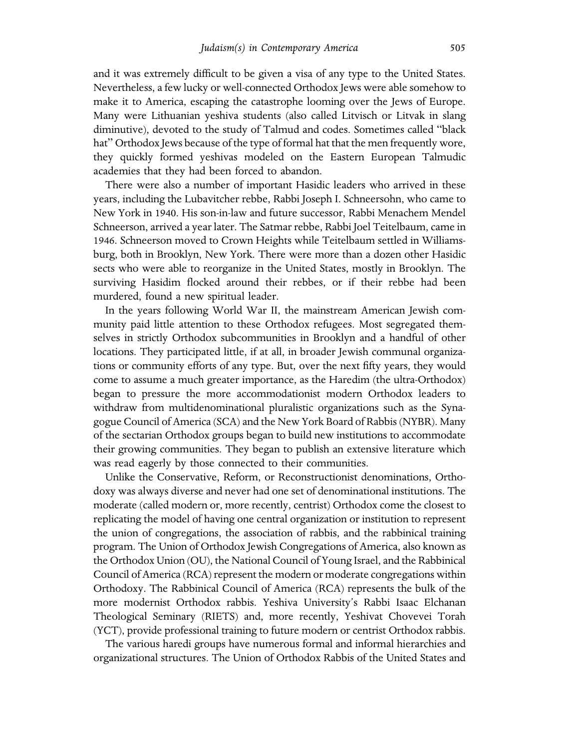and it was extremely difficult to be given a visa of any type to the United States. Nevertheless, a few lucky or well-connected Orthodox Jews were able somehow to make it to America, escaping the catastrophe looming over the Jews of Europe. Many were Lithuanian yeshiva students (also called Litvisch or Litvak in slang diminutive), devoted to the study of Talmud and codes. Sometimes called "black hat" Orthodox Jews because of the type of formal hat that the men frequently wore, they quickly formed yeshivas modeled on the Eastern European Talmudic academies that they had been forced to abandon.

There were also a number of important Hasidic leaders who arrived in these years, including the Lubavitcher rebbe, Rabbi Joseph I. Schneersohn, who came to New York in 1940. His son-in-law and future successor, Rabbi Menachem Mendel Schneerson, arrived a year later. The Satmar rebbe, Rabbi Joel Teitelbaum, came in 1946. Schneerson moved to Crown Heights while Teitelbaum settled in Williamsburg, both in Brooklyn, New York. There were more than a dozen other Hasidic sects who were able to reorganize in the United States, mostly in Brooklyn. The surviving Hasidim flocked around their rebbes, or if their rebbe had been murdered, found a new spiritual leader.

In the years following World War II, the mainstream American Jewish community paid little attention to these Orthodox refugees. Most segregated themselves in strictly Orthodox subcommunities in Brooklyn and a handful of other locations. They participated little, if at all, in broader Jewish communal organizations or community efforts of any type. But, over the next fifty years, they would come to assume a much greater importance, as the Haredim (the ultra-Orthodox) began to pressure the more accommodationist modern Orthodox leaders to withdraw from multidenominational pluralistic organizations such as the Synagogue Council of America (SCA) and the New York Board of Rabbis (NYBR). Many of the sectarian Orthodox groups began to build new institutions to accommodate their growing communities. They began to publish an extensive literature which was read eagerly by those connected to their communities.

Unlike the Conservative, Reform, or Reconstructionist denominations, Orthodoxy was always diverse and never had one set of denominational institutions. The moderate (called modern or, more recently, centrist) Orthodox come the closest to replicating the model of having one central organization or institution to represent the union of congregations, the association of rabbis, and the rabbinical training program. The Union of Orthodox Jewish Congregations of America, also known as the Orthodox Union (OU), the National Council of Young Israel, and the Rabbinical Council of America (RCA) represent the modern or moderate congregations within Orthodoxy. The Rabbinical Council of America (RCA) represents the bulk of the more modernist Orthodox rabbis. Yeshiva University's Rabbi Isaac Elchanan Theological Seminary (RIETS) and, more recently, Yeshivat Chovevei Torah (YCT), provide professional training to future modern or centrist Orthodox rabbis.

The various haredi groups have numerous formal and informal hierarchies and organizational structures. The Union of Orthodox Rabbis of the United States and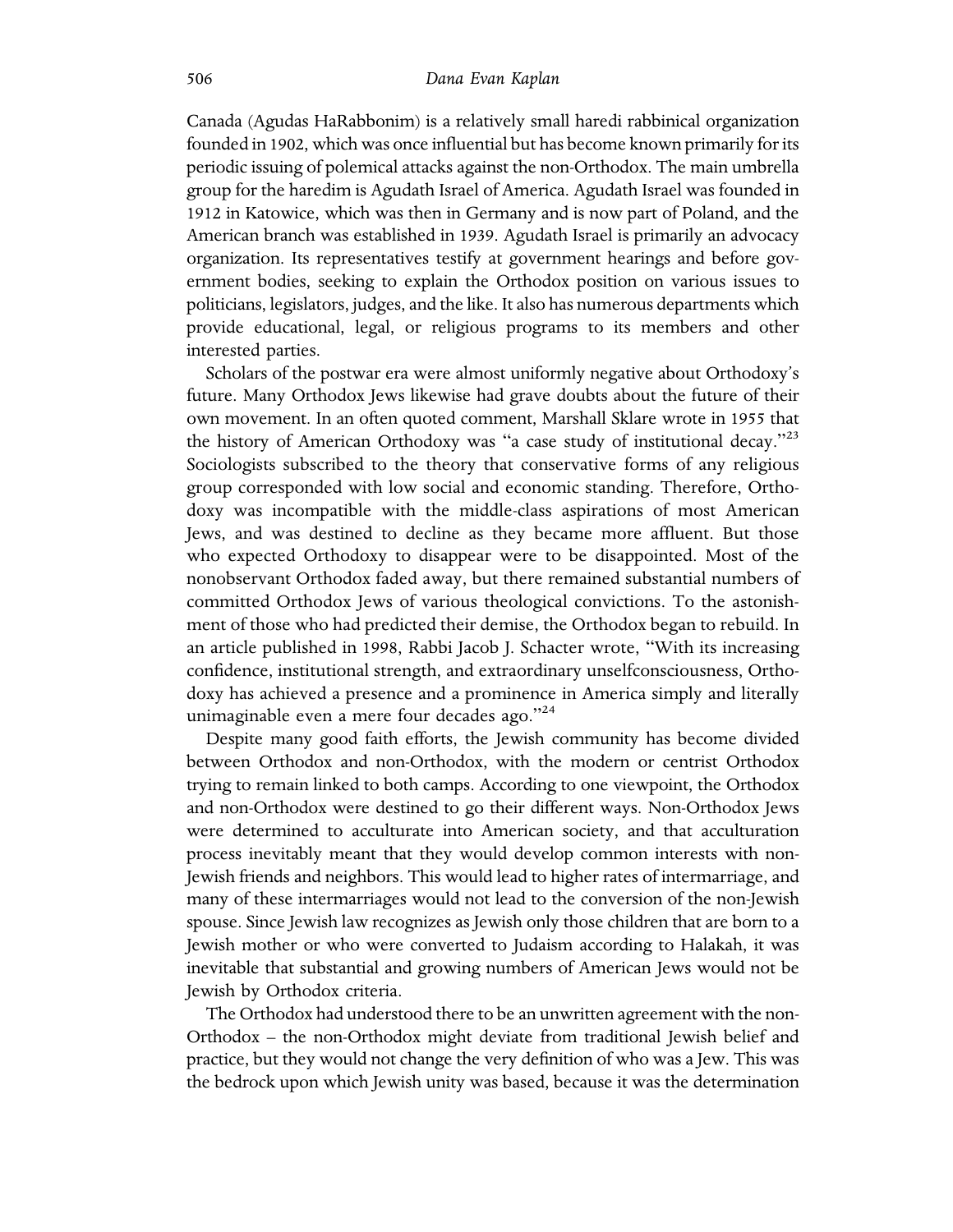Canada (Agudas HaRabbonim) is a relatively small haredi rabbinical organization founded in 1902, which was once influential but has become known primarily for its periodic issuing of polemical attacks against the non-Orthodox. The main umbrella group for the haredim is Agudath Israel of America. Agudath Israel was founded in 1912 in Katowice, which was then in Germany and is now part of Poland, and the American branch was established in 1939. Agudath Israel is primarily an advocacy organization. Its representatives testify at government hearings and before government bodies, seeking to explain the Orthodox position on various issues to politicians, legislators, judges, and the like. It also has numerous departments which provide educational, legal, or religious programs to its members and other interested parties.

Scholars of the postwar era were almost uniformly negative about Orthodoxy's future. Many Orthodox Jews likewise had grave doubts about the future of their own movement. In an often quoted comment, Marshall Sklare wrote in 1955 that the history of American Orthodoxy was "a case study of institutional decay."[23] Sociologists subscribed to the theory that conservative forms of any religious group corresponded with low social and economic standing. Therefore, Orthodoxy was incompatible with the middle-class aspirations of most American Jews, and was destined to decline as they became more affluent. But those who expected Orthodoxy to disappear were to be disappointed. Most of the nonobservant Orthodox faded away, but there remained substantial numbers of committed Orthodox Jews of various theological convictions. To the astonishment of those who had predicted their demise, the Orthodox began to rebuild. In an article published in 1998, Rabbi Jacob J. Schacter wrote, "With its increasing confidence, institutional strength, and extraordinary unselfconsciousness, Orthodoxy has achieved a presence and a prominence in America simply and literally unimaginable even a mere four decades ago."[24]

Despite many good faith efforts, the Jewish community has become divided between Orthodox and non-Orthodox, with the modern or centrist Orthodox trying to remain linked to both camps. According to one viewpoint, the Orthodox and non-Orthodox were destined to go their different ways. Non-Orthodox Jews were determined to acculturate into American society, and that acculturation process inevitably meant that they would develop common interests with non-Jewish friends and neighbors. This would lead to higher rates of intermarriage, and many of these intermarriages would not lead to the conversion of the non-Jewish spouse. Since Jewish law recognizes as Jewish only those children that are born to a Jewish mother or who were converted to Judaism according to Halakah, it was inevitable that substantial and growing numbers of American Jews would not be Jewish by Orthodox criteria.

The Orthodox had understood there to be an unwritten agreement with the non-Orthodox – the non-Orthodox might deviate from traditional Jewish belief and practice, but they would not change the very definition of who was a Jew. This was the bedrock upon which Jewish unity was based, because it was the determination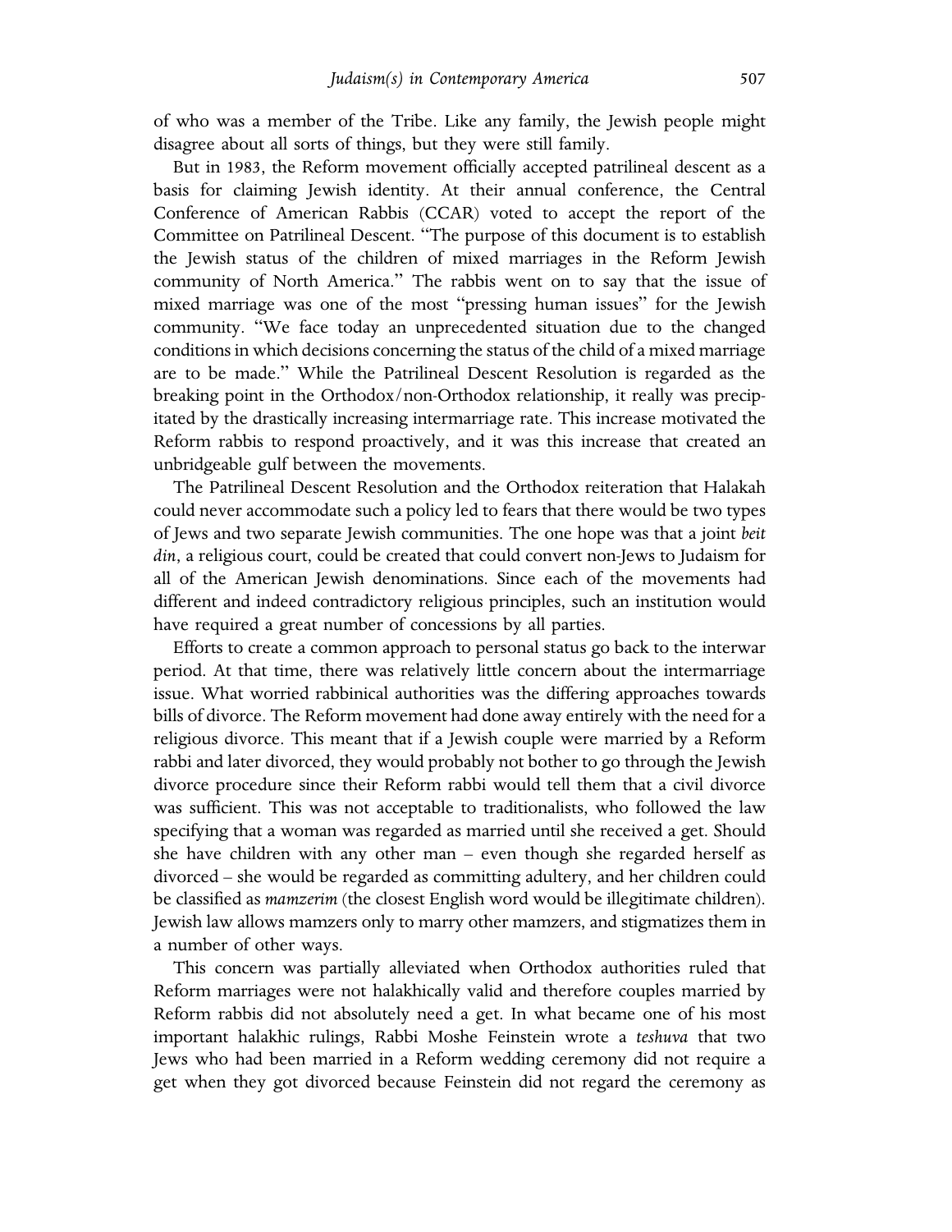of who was a member of the Tribe. Like any family, the Jewish people might disagree about all sorts of things, but they were still family.

But in 1983, the Reform movement officially accepted patrilineal descent as a basis for claiming Jewish identity. At their annual conference, the Central Conference of American Rabbis (CCAR) voted to accept the report of the Committee on Patrilineal Descent. "The purpose of this document is to establish the Jewish status of the children of mixed marriages in the Reform Jewish community of North America." The rabbis went on to say that the issue of mixed marriage was one of the most "pressing human issues" for the Jewish community. "We face today an unprecedented situation due to the changed conditions in which decisions concerning the status of the child of a mixed marriage are to be made." While the Patrilineal Descent Resolution is regarded as the breaking point in the Orthodox/non-Orthodox relationship, it really was precipitated by the drastically increasing intermarriage rate. This increase motivated the Reform rabbis to respond proactively, and it was this increase that created an unbridgeable gulf between the movements.

The Patrilineal Descent Resolution and the Orthodox reiteration that Halakah could never accommodate such a policy led to fears that there would be two types of Jews and two separate Jewish communities. The one hope was that a joint *beit din*, a religious court, could be created that could convert non-Jews to Judaism for all of the American Jewish denominations. Since each of the movements had different and indeed contradictory religious principles, such an institution would have required a great number of concessions by all parties.

Efforts to create a common approach to personal status go back to the interwar period. At that time, there was relatively little concern about the intermarriage issue. What worried rabbinical authorities was the differing approaches towards bills of divorce. The Reform movement had done away entirely with the need for a religious divorce. This meant that if a Jewish couple were married by a Reform rabbi and later divorced, they would probably not bother to go through the Jewish divorce procedure since their Reform rabbi would tell them that a civil divorce was sufficient. This was not acceptable to traditionalists, who followed the law specifying that a woman was regarded as married until she received a get. Should she have children with any other man – even though she regarded herself as divorced – she would be regarded as committing adultery, and her children could be classified as *mamzerim* (the closest English word would be illegitimate children). Jewish law allows mamzers only to marry other mamzers, and stigmatizes them in a number of other ways.

This concern was partially alleviated when Orthodox authorities ruled that Reform marriages were not halakhically valid and therefore couples married by Reform rabbis did not absolutely need a get. In what became one of his most important halakhic rulings, Rabbi Moshe Feinstein wrote a *teshuva* that two Jews who had been married in a Reform wedding ceremony did not require a get when they got divorced because Feinstein did not regard the ceremony as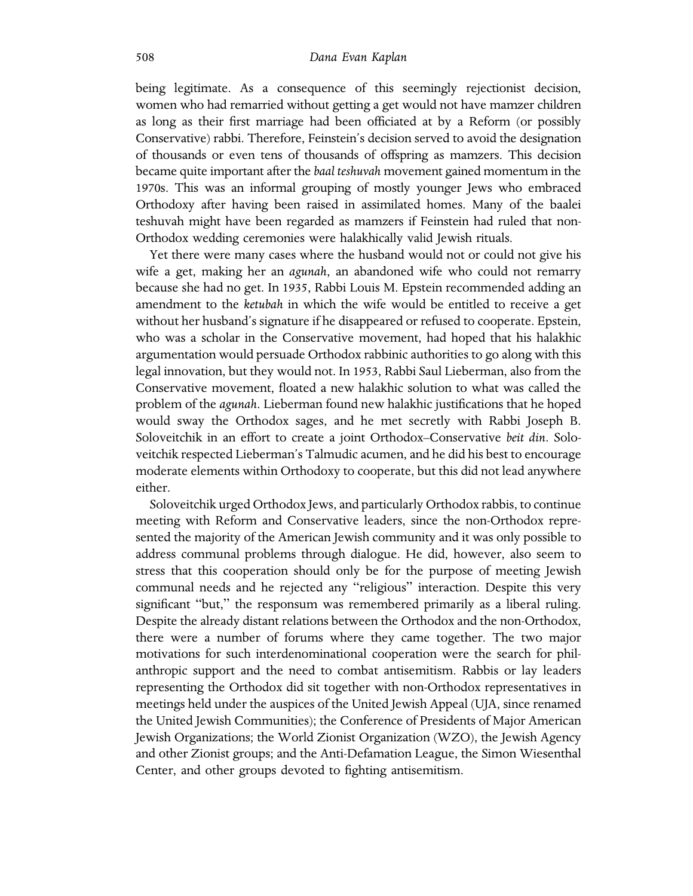being legitimate. As a consequence of this seemingly rejectionist decision, women who had remarried without getting a get would not have mamzer children as long as their first marriage had been officiated at by a Reform (or possibly Conservative) rabbi. Therefore, Feinstein's decision served to avoid the designation of thousands or even tens of thousands of offspring as mamzers. This decision became quite important after the *baal teshuvah* movement gained momentum in the 1970s. This was an informal grouping of mostly younger Jews who embraced Orthodoxy after having been raised in assimilated homes. Many of the baalei teshuvah might have been regarded as mamzers if Feinstein had ruled that non-Orthodox wedding ceremonies were halakhically valid Jewish rituals.

Yet there were many cases where the husband would not or could not give his wife a get, making her an *agunah*, an abandoned wife who could not remarry because she had no get. In 1935, Rabbi Louis M. Epstein recommended adding an amendment to the *ketubah* in which the wife would be entitled to receive a get without her husband's signature if he disappeared or refused to cooperate. Epstein, who was a scholar in the Conservative movement, had hoped that his halakhic argumentation would persuade Orthodox rabbinic authorities to go along with this legal innovation, but they would not. In 1953, Rabbi Saul Lieberman, also from the Conservative movement, floated a new halakhic solution to what was called the problem of the *agunah*. Lieberman found new halakhic justifications that he hoped would sway the Orthodox sages, and he met secretly with Rabbi Joseph B. Soloveitchik in an effort to create a joint Orthodox–Conservative *beit din*. Soloveitchik respected Lieberman's Talmudic acumen, and he did his best to encourage moderate elements within Orthodoxy to cooperate, but this did not lead anywhere either.

Soloveitchik urged Orthodox Jews, and particularly Orthodox rabbis, to continue meeting with Reform and Conservative leaders, since the non-Orthodox represented the majority of the American Jewish community and it was only possible to address communal problems through dialogue. He did, however, also seem to stress that this cooperation should only be for the purpose of meeting Jewish communal needs and he rejected any "religious" interaction. Despite this very significant "but," the responsum was remembered primarily as a liberal ruling. Despite the already distant relations between the Orthodox and the non-Orthodox, there were a number of forums where they came together. The two major motivations for such interdenominational cooperation were the search for philanthropic support and the need to combat antisemitism. Rabbis or lay leaders representing the Orthodox did sit together with non-Orthodox representatives in meetings held under the auspices of the United Jewish Appeal (UJA, since renamed the United Jewish Communities); the Conference of Presidents of Major American Jewish Organizations; the World Zionist Organization (WZO), the Jewish Agency and other Zionist groups; and the Anti-Defamation League, the Simon Wiesenthal Center, and other groups devoted to fighting antisemitism.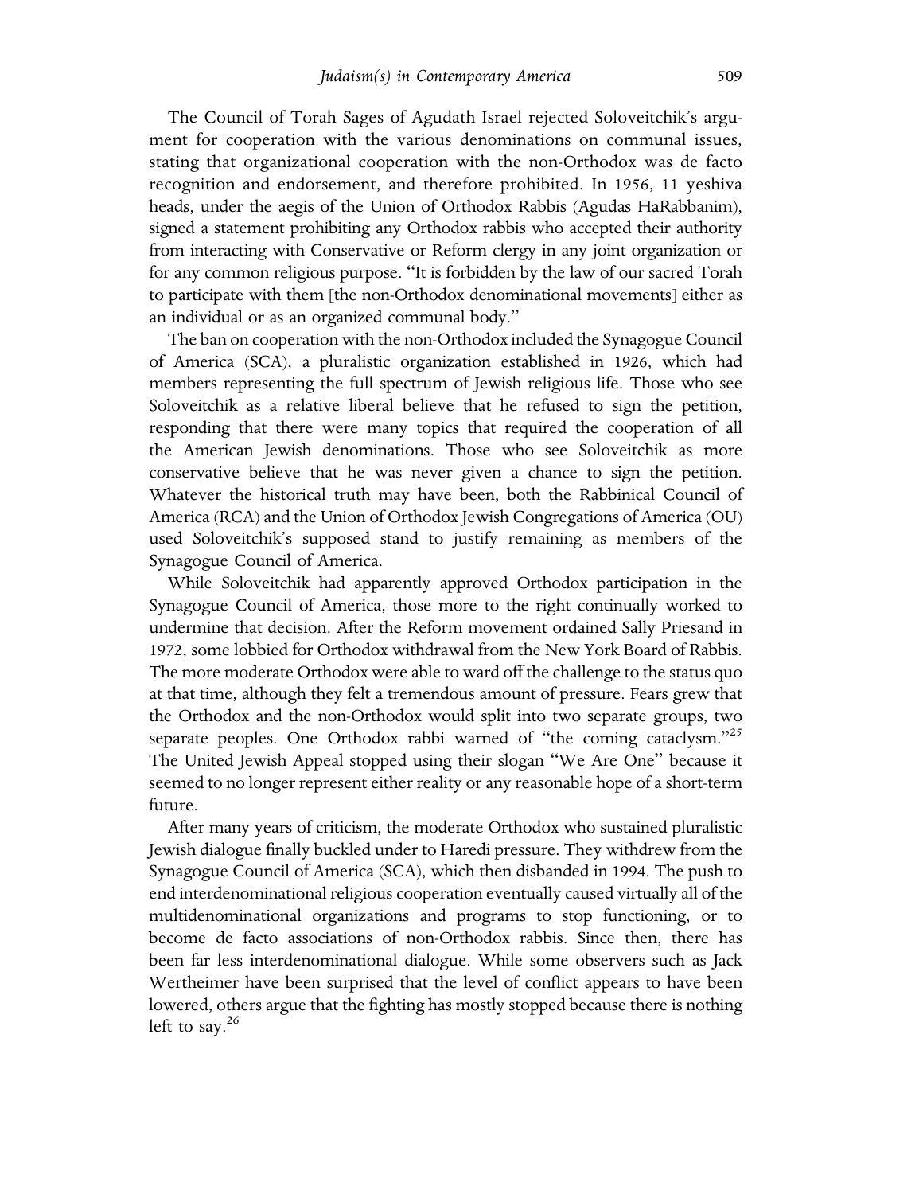The Council of Torah Sages of Agudath Israel rejected Soloveitchik's argument for cooperation with the various denominations on communal issues, stating that organizational cooperation with the non-Orthodox was de facto recognition and endorsement, and therefore prohibited. In 1956, 11 yeshiva heads, under the aegis of the Union of Orthodox Rabbis (Agudas HaRabbanim), signed a statement prohibiting any Orthodox rabbis who accepted their authority from interacting with Conservative or Reform clergy in any joint organization or for any common religious purpose. "It is forbidden by the law of our sacred Torah to participate with them [the non-Orthodox denominational movements] either as an individual or as an organized communal body."

The ban on cooperation with the non-Orthodox included the Synagogue Council of America (SCA), a pluralistic organization established in 1926, which had members representing the full spectrum of Jewish religious life. Those who see Soloveitchik as a relative liberal believe that he refused to sign the petition, responding that there were many topics that required the cooperation of all the American Jewish denominations. Those who see Soloveitchik as more conservative believe that he was never given a chance to sign the petition. Whatever the historical truth may have been, both the Rabbinical Council of America (RCA) and the Union of Orthodox Jewish Congregations of America (OU) used Soloveitchik's supposed stand to justify remaining as members of the Synagogue Council of America.

While Soloveitchik had apparently approved Orthodox participation in the Synagogue Council of America, those more to the right continually worked to undermine that decision. After the Reform movement ordained Sally Priesand in 1972, some lobbied for Orthodox withdrawal from the New York Board of Rabbis. The more moderate Orthodox were able to ward off the challenge to the status quo at that time, although they felt a tremendous amount of pressure. Fears grew that the Orthodox and the non-Orthodox would split into two separate groups, two separate peoples. One Orthodox rabbi warned of "the coming cataclysm."[25] The United Jewish Appeal stopped using their slogan "We Are One" because it seemed to no longer represent either reality or any reasonable hope of a short-term future.

After many years of criticism, the moderate Orthodox who sustained pluralistic Jewish dialogue finally buckled under to Haredi pressure. They withdrew from the Synagogue Council of America (SCA), which then disbanded in 1994. The push to end interdenominational religious cooperation eventually caused virtually all of the multidenominational organizations and programs to stop functioning, or to become de facto associations of non-Orthodox rabbis. Since then, there has been far less interdenominational dialogue. While some observers such as Jack Wertheimer have been surprised that the level of conflict appears to have been lowered, others argue that the fighting has mostly stopped because there is nothing left to say.[26]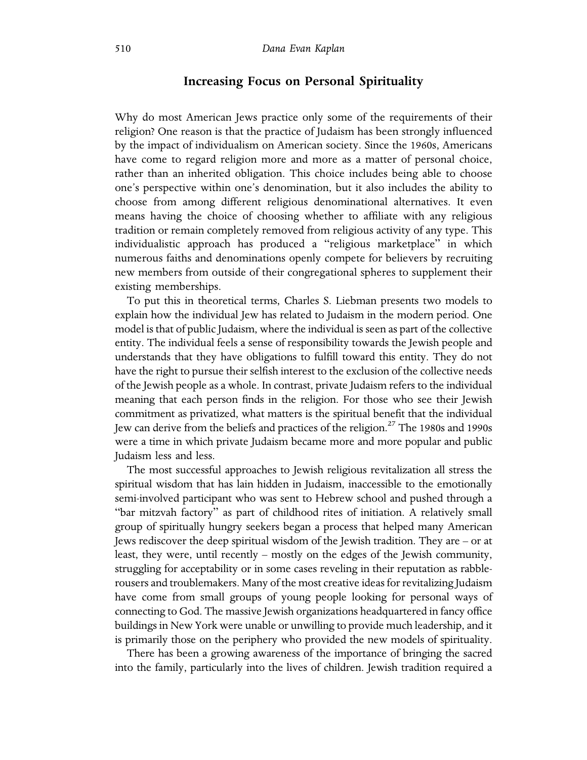## Increasing Focus on Personal Spirituality

Why do most American Jews practice only some of the requirements of their religion? One reason is that the practice of Judaism has been strongly influenced by the impact of individualism on American society. Since the 1960s, Americans have come to regard religion more and more as a matter of personal choice, rather than an inherited obligation. This choice includes being able to choose one's perspective within one's denomination, but it also includes the ability to choose from among different religious denominational alternatives. It even means having the choice of choosing whether to affiliate with any religious tradition or remain completely removed from religious activity of any type. This individualistic approach has produced a "religious marketplace" in which numerous faiths and denominations openly compete for believers by recruiting new members from outside of their congregational spheres to supplement their existing memberships.

To put this in theoretical terms, Charles S. Liebman presents two models to explain how the individual Jew has related to Judaism in the modern period. One model is that of public Judaism, where the individual is seen as part of the collective entity. The individual feels a sense of responsibility towards the Jewish people and understands that they have obligations to fulfill toward this entity. They do not have the right to pursue their selfish interest to the exclusion of the collective needs of the Jewish people as a whole. In contrast, private Judaism refers to the individual meaning that each person finds in the religion. For those who see their Jewish commitment as privatized, what matters is the spiritual benefit that the individual Jew can derive from the beliefs and practices of the religion.[27] The 1980s and 1990s were a time in which private Judaism became more and more popular and public Judaism less and less.

The most successful approaches to Jewish religious revitalization all stress the spiritual wisdom that has lain hidden in Judaism, inaccessible to the emotionally semi-involved participant who was sent to Hebrew school and pushed through a "bar mitzvah factory" as part of childhood rites of initiation. A relatively small group of spiritually hungry seekers began a process that helped many American Jews rediscover the deep spiritual wisdom of the Jewish tradition. They are – or at least, they were, until recently – mostly on the edges of the Jewish community, struggling for acceptability or in some cases reveling in their reputation as rabble-rousers and troublemakers. Many of the most creative ideas for revitalizing Judaism have come from small groups of young people looking for personal ways of connecting to God. The massive Jewish organizations headquartered in fancy office buildings in New York were unable or unwilling to provide much leadership, and it is primarily those on the periphery who provided the new models of spirituality.

There has been a growing awareness of the importance of bringing the sacred into the family, particularly into the lives of children. Jewish tradition required a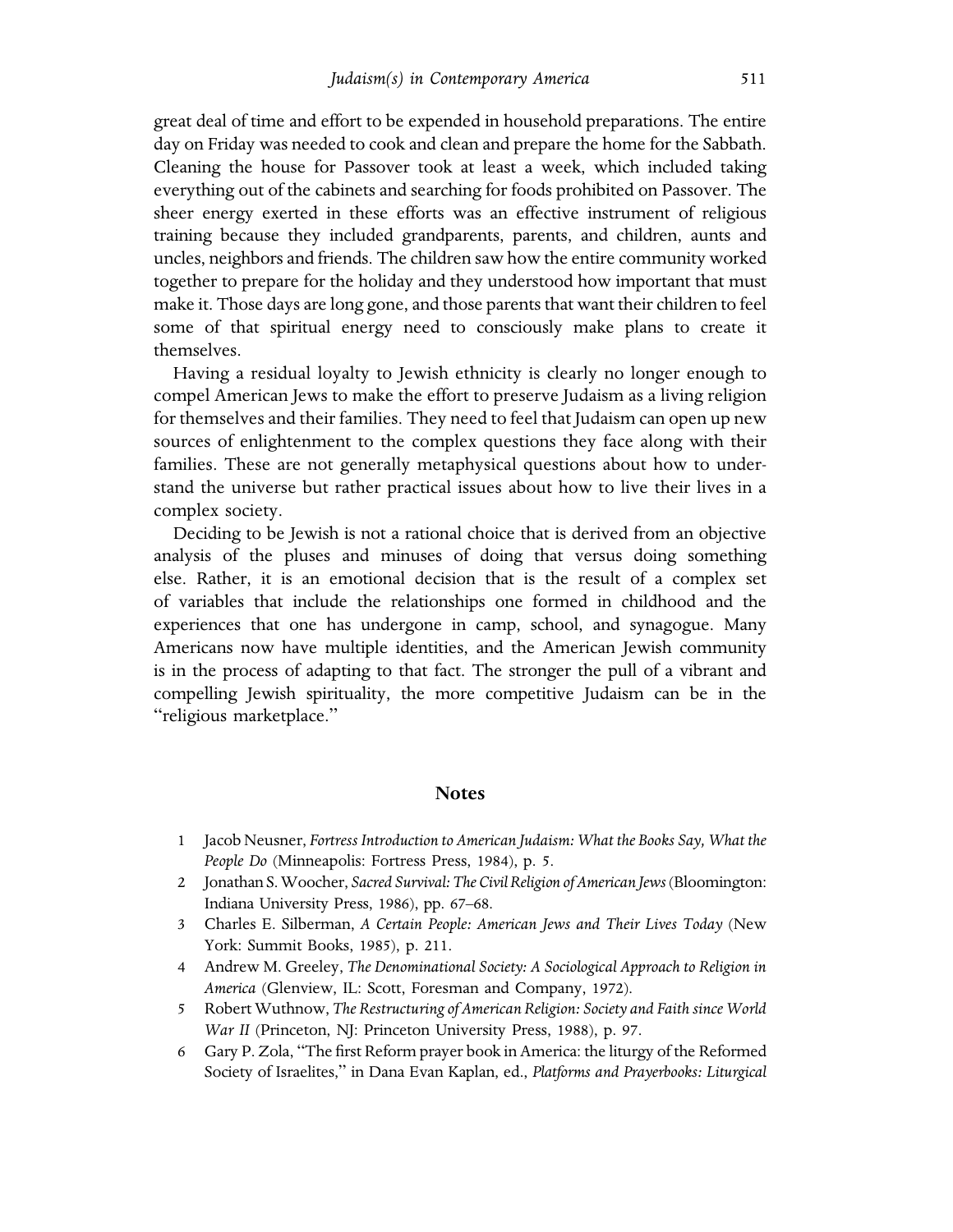great deal of time and effort to be expended in household preparations. The entire day on Friday was needed to cook and clean and prepare the home for the Sabbath. Cleaning the house for Passover took at least a week, which included taking everything out of the cabinets and searching for foods prohibited on Passover. The sheer energy exerted in these efforts was an effective instrument of religious training because they included grandparents, parents, and children, aunts and uncles, neighbors and friends. The children saw how the entire community worked together to prepare for the holiday and they understood how important that must make it. Those days are long gone, and those parents that want their children to feel some of that spiritual energy need to consciously make plans to create it themselves.

Having a residual loyalty to Jewish ethnicity is clearly no longer enough to compel American Jews to make the effort to preserve Judaism as a living religion for themselves and their families. They need to feel that Judaism can open up new sources of enlightenment to the complex questions they face along with their families. These are not generally metaphysical questions about how to understand the universe but rather practical issues about how to live their lives in a complex society.

Deciding to be Jewish is not a rational choice that is derived from an objective analysis of the pluses and minuses of doing that versus doing something else. Rather, it is an emotional decision that is the result of a complex set of variables that include the relationships one formed in childhood and the experiences that one has undergone in camp, school, and synagogue. Many Americans now have multiple identities, and the American Jewish community is in the process of adapting to that fact. The stronger the pull of a vibrant and compelling Jewish spirituality, the more competitive Judaism can be in the "religious marketplace."

## Notes

1. Jacob Neusner, *Fortress Introduction to American Judaism: What the Books Say, What the People Do* (Minneapolis: Fortress Press, 1984), p. 5.
2. Jonathan S. Woocher, *Sacred Survival: The Civil Religion of American Jews* (Bloomington: Indiana University Press, 1986), pp. 67–68.
3. Charles E. Silberman, *A Certain People: American Jews and Their Lives Today* (New York: Summit Books, 1985), p. 211.
4. Andrew M. Greeley, *The Denominational Society: A Sociological Approach to Religion in America* (Glenview, IL: Scott, Foresman and Company, 1972).
5. Robert Wuthnow, *The Restructuring of American Religion: Society and Faith since World War II* (Princeton, NJ: Princeton University Press, 1988), p. 97.
6. Gary P. Zola, "The first Reform prayer book in America: the liturgy of the Reformed Society of Israelites," in Dana Evan Kaplan, ed., *Platforms and Prayerbooks: Liturgical*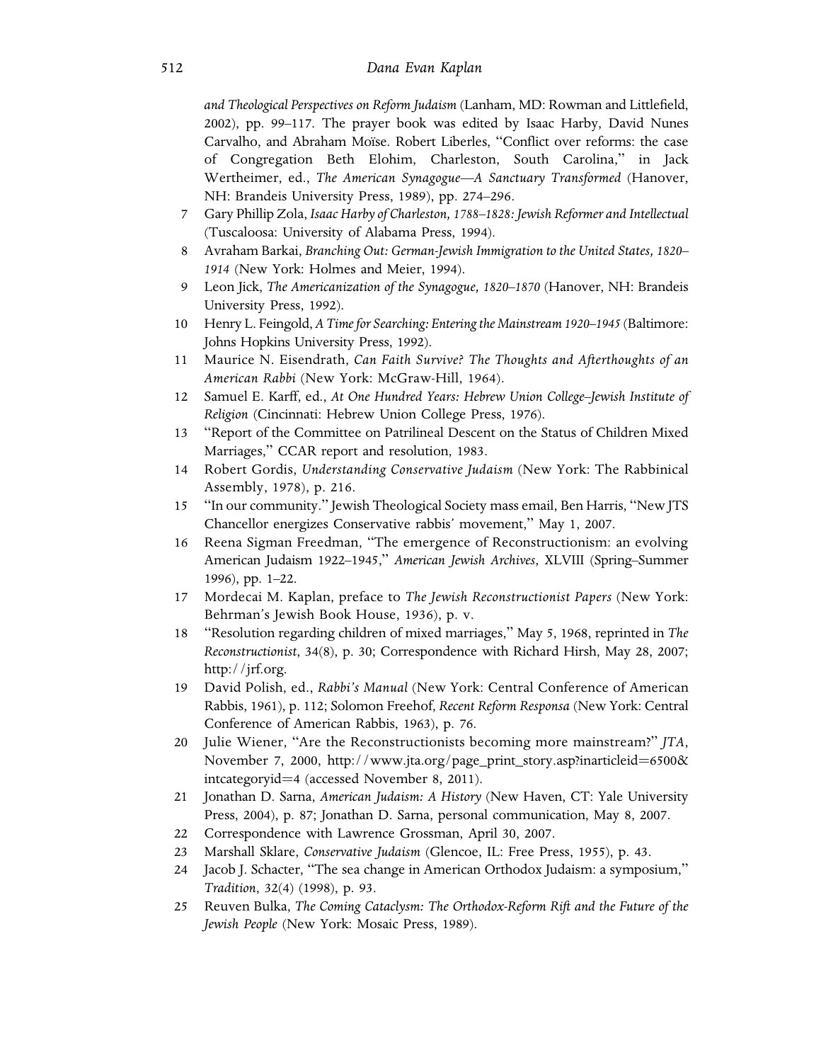*and Theological Perspectives on Reform Judaism* (Lanham, MD: Rowman and Littlefield, 2002), pp. 99–117. The prayer book was edited by Isaac Harby, David Nunes Carvalho, and Abraham Moïse. Robert Liberles, "Conflict over reforms: the case of Congregation Beth Elohim, Charleston, South Carolina," in Jack Wertheimer, ed., *The American Synagogue—A Sanctuary Transformed* (Hanover, NH: Brandeis University Press, 1989), pp. 274–296.

7 Gary Phillip Zola, *Isaac Harby of Charleston, 1788–1828: Jewish Reformer and Intellectual* (Tuscaloosa: University of Alabama Press, 1994).

8 Avraham Barkai, *Branching Out: German-Jewish Immigration to the United States, 1820–1914* (New York: Holmes and Meier, 1994).

9 Leon Jick, *The Americanization of the Synagogue, 1820–1870* (Hanover, NH: Brandeis University Press, 1992).

10 Henry L. Feingold, *A Time for Searching: Entering the Mainstream 1920–1945* (Baltimore: Johns Hopkins University Press, 1992).

11 Maurice N. Eisendrath, *Can Faith Survive? The Thoughts and Afterthoughts of an American Rabbi* (New York: McGraw-Hill, 1964).

12 Samuel E. Karff, ed., *At One Hundred Years: Hebrew Union College–Jewish Institute of Religion* (Cincinnati: Hebrew Union College Press, 1976).

13 "Report of the Committee on Patrilineal Descent on the Status of Children Mixed Marriages," CCAR report and resolution, 1983.

14 Robert Gordis, *Understanding Conservative Judaism* (New York: The Rabbinical Assembly, 1978), p. 216.

15 "In our community." Jewish Theological Society mass email, Ben Harris, "New JTS Chancellor energizes Conservative rabbis' movement," May 1, 2007.

16 Reena Sigman Freedman, "The emergence of Reconstructionism: an evolving American Judaism 1922–1945," *American Jewish Archives*, XLVIII (Spring–Summer 1996), pp. 1–22.

17 Mordecai M. Kaplan, preface to *The Jewish Reconstructionist Papers* (New York: Behrman's Jewish Book House, 1936), p. v.

18 "Resolution regarding children of mixed marriages," May 5, 1968, reprinted in *The Reconstructionist*, 34(8), p. 30; Correspondence with Richard Hirsh, May 28, 2007; http://jrf.org.

19 David Polish, ed., *Rabbi's Manual* (New York: Central Conference of American Rabbis, 1961), p. 112; Solomon Freehof, *Recent Reform Responsa* (New York: Central Conference of American Rabbis, 1963), p. 76.

20 Julie Wiener, "Are the Reconstructionists becoming more mainstream?" *JTA*, November 7, 2000, http://www.jta.org/page_print_story.asp?inarticleid=6500&intcategoryid=4 (accessed November 8, 2011).

21 Jonathan D. Sarna, *American Judaism: A History* (New Haven, CT: Yale University Press, 2004), p. 87; Jonathan D. Sarna, personal communication, May 8, 2007.

22 Correspondence with Lawrence Grossman, April 30, 2007.

23 Marshall Sklare, *Conservative Judaism* (Glencoe, IL: Free Press, 1955), p. 43.

24 Jacob J. Schacter, "The sea change in American Orthodox Judaism: a symposium," *Tradition*, 32(4) (1998), p. 93.

25 Reuven Bulka, *The Coming Cataclysm: The Orthodox-Reform Rift and the Future of the Jewish People* (New York: Mosaic Press, 1989).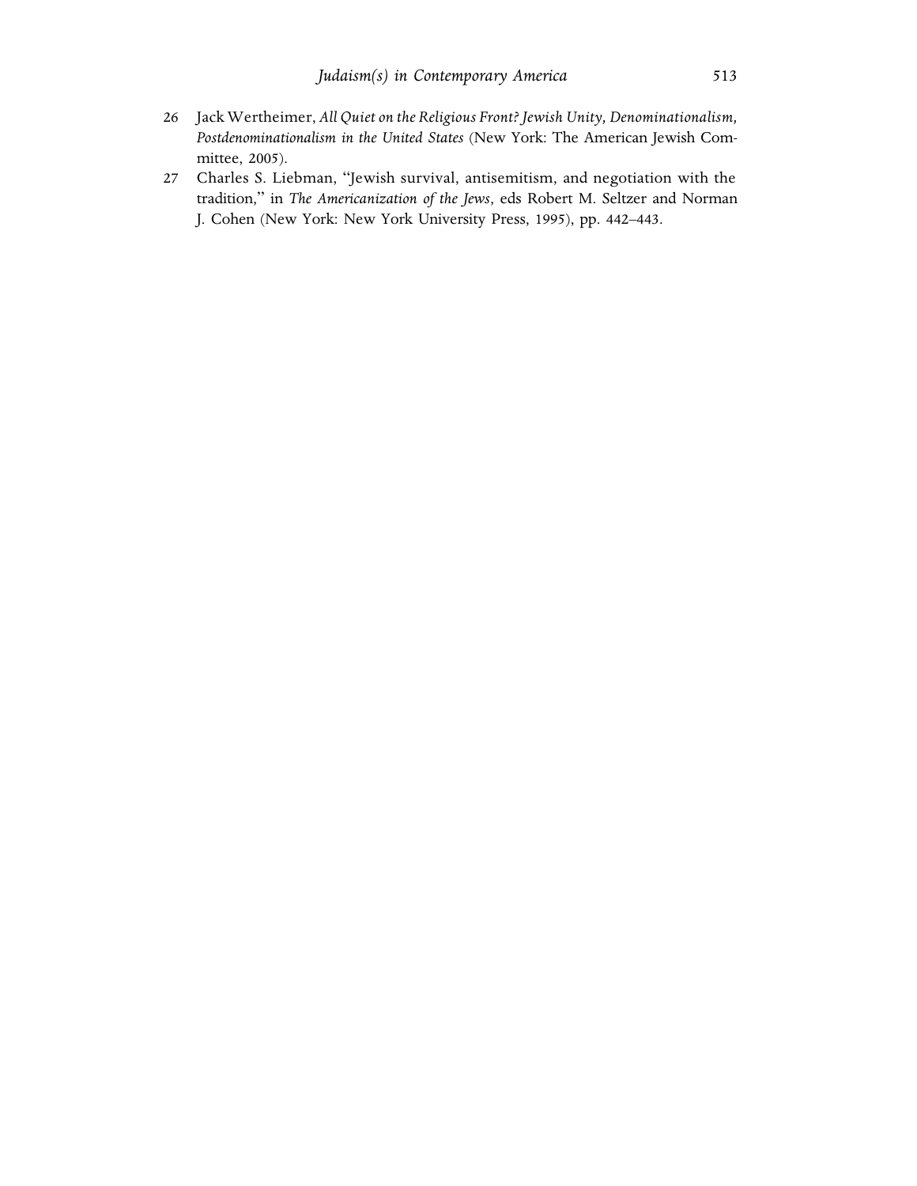26 Jack Wertheimer, *All Quiet on the Religious Front? Jewish Unity, Denominationalism, Postdenominationalism in the United States* (New York: The American Jewish Committee, 2005).

27 Charles S. Liebman, "Jewish survival, antisemitism, and negotiation with the tradition," in *The Americanization of the Jews*, eds Robert M. Seltzer and Norman J. Cohen (New York: New York University Press, 1995), pp. 442–443.